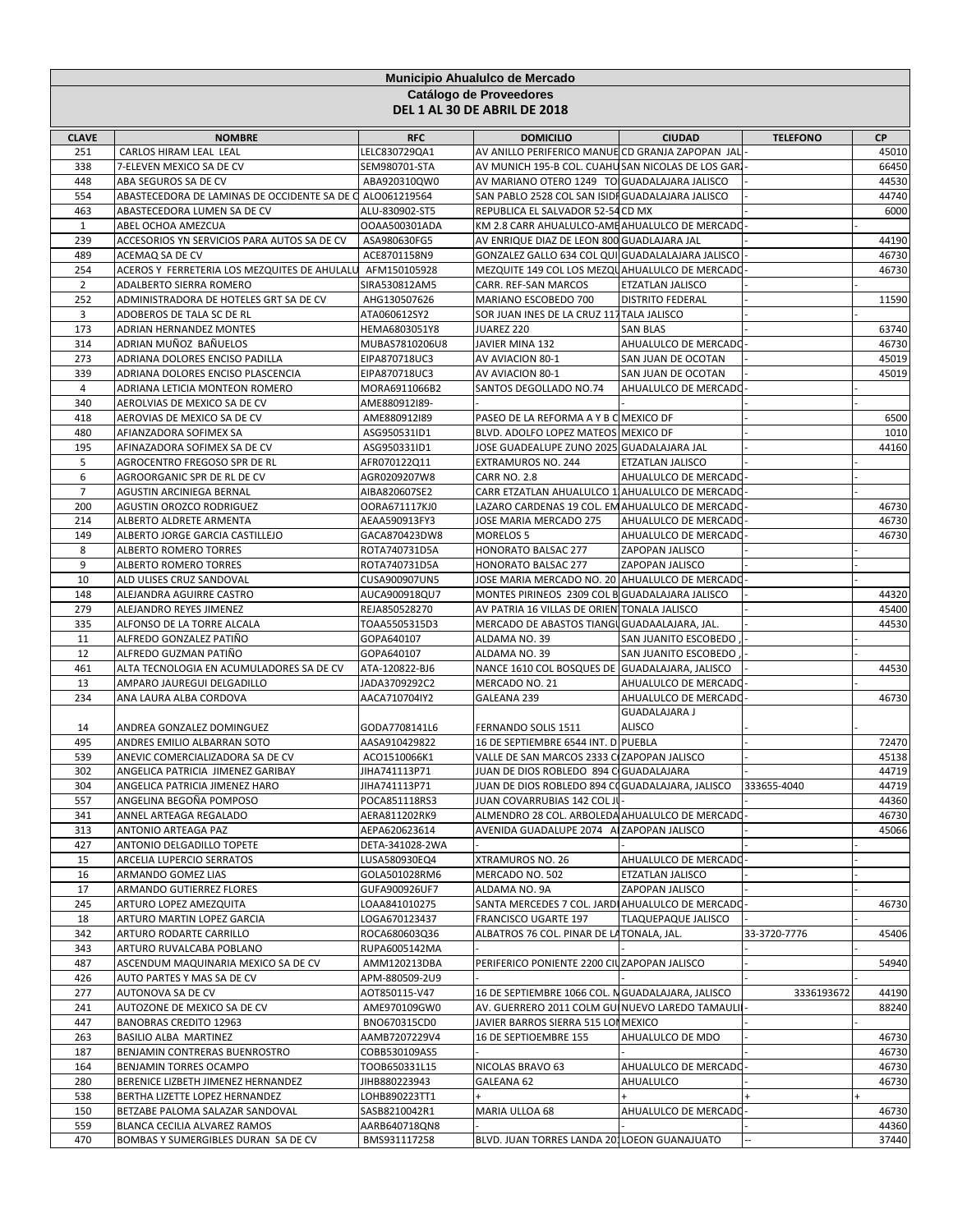**Municipio Ahualulco de Mercado**
**Catálogo de Proveedores**
**DEL 1 AL 30 DE ABRIL DE 2018**

| CLAVE | NOMBRE | RFC | DOMICILIO | CIUDAD | TELEFONO | CP |
|---|---|---|---|---|---|---|
| 251 | CARLOS HIRAM LEAL LEAL | LELC830729QA1 | AV ANILLO PERIFERICO MANUE | CD GRANJA ZAPOPAN JAL | - | 45010 |
| 338 | 7-ELEVEN MEXICO SA DE CV | SEM980701-STA | AV MUNICH 195-B COL. CUAHU | SAN NICOLAS DE LOS GAR | - | 66450 |
| 448 | ABA SEGUROS SA DE CV | ABA920310QW0 | AV MARIANO OTERO 1249 TO | GUADALAJARA JALISCO | - | 44530 |
| 554 | ABASTECEDORA DE LAMINAS DE OCCIDENTE SA DE C | ALO061219564 | SAN PABLO 2528 COL SAN ISIDI | GUADALAJARA JALISCO | - | 44740 |
| 463 | ABASTECEDORA LUMEN SA DE CV | ALU-830902-ST5 | REPUBLICA EL SALVADOR 52-54 | CD MX | - | 6000 |
| 1 | ABEL OCHOA AMEZCUA | OOAA500301ADA | KM 2.8 CARR AHUALULCO-AME | AHUALULCO DE MERCADO | - | - |
| 239 | ACCESORIOS YN SERVICIOS PARA AUTOS SA DE CV | ASA980630FG5 | AV ENRIQUE DIAZ DE LEON 800 | GUADLAJARA JAL | - | 44190 |
| 489 | ACEMAQ SA DE CV | ACE8701158N9 | GONZALEZ GALLO 634 COL QUI | GUADALALAJARA JALISCO | - | 46730 |
| 254 | ACEROS Y FERRETERIA LOS MEZQUITES DE AHULALU | AFM150105928 | MEZQUITE 149 COL LOS MEZQU | AHUALULCO DE MERCADO | - | 46730 |
| 2 | ADALBERTO SIERRA ROMERO | SIRA530812AM5 | CARR. REF-SAN MARCOS | ETZATLAN JALISCO | - | - |
| 252 | ADMINISTRADORA DE HOTELES GRT SA DE CV | AHG130507626 | MARIANO ESCOBEDO 700 | DISTRITO FEDERAL | - | 11590 |
| 3 | ADOBEROS DE TALA SC DE RL | ATA060612SY2 | SOR JUAN INES DE LA CRUZ 117 | TALA JALISCO | - | - |
| 173 | ADRIAN HERNANDEZ MONTES | HEMA6803051Y8 | JUAREZ 220 | SAN BLAS | - | 63740 |
| 314 | ADRIAN MUÑOZ BAÑUELOS | MUBAS7810206U8 | JAVIER MINA 132 | AHUALULCO DE MERCADO | - | 46730 |
| 273 | ADRIANA DOLORES ENCISO PADILLA | EIPA870718UC3 | AV AVIACION 80-1 | SAN JUAN DE OCOTAN | - | 45019 |
| 339 | ADRIANA DOLORES ENCISO PLASCENCIA | EIPA870718UC3 | AV AVIACION 80-1 | SAN JUAN DE OCOTAN | - | 45019 |
| 4 | ADRIANA LETICIA MONTEON ROMERO | MORA6911066B2 | SANTOS DEGOLLADO NO.74 | AHUALULCO DE MERCADO | - | - |
| 340 | AEROLVIAS DE MEXICO SA DE CV | AME880912I89- | - | - | - | - |
| 418 | AEROVIAS DE MEXICO SA DE CV | AME880912I89 | PASEO DE LA REFORMA A Y B C | MEXICO DF | - | 6500 |
| 480 | AFIANZADORA SOFIMEX SA | ASG950531ID1 | BLVD. ADOLFO LOPEZ MATEOS | MEXICO DF | - | 1010 |
| 195 | AFINAZADORA SOFIMEX SA DE CV | ASG950331ID1 | JOSE GUADEALUPE ZUNO 2025 | GUADALAJARA JAL | - | 44160 |
| 5 | AGROCENTRO FREGOSO SPR DE RL | AFR070122Q11 | EXTRAMUROS NO. 244 | ETZATLAN JALISCO | - | - |
| 6 | AGROORGANIC SPR DE RL DE CV | AGR0209207W8 | CARR NO. 2.8 | AHUALULCO DE MERCADO | - | - |
| 7 | AGUSTIN ARCINIEGA BERNAL | AIBA820607SE2 | CARR ETZATLAN AHUALULCO 1 | AHUALULCO DE MERCADO | - | - |
| 200 | AGUSTIN OROZCO RODRIGUEZ | OORA671117KJ0 | LAZARO CARDENAS 19 COL. EM | AHUALULCO DE MERCADO | - | 46730 |
| 214 | ALBERTO ALDRETE ARMENTA | AEAA590913FY3 | JOSE MARIA MERCADO 275 | AHUALULCO DE MERCADO | - | 46730 |
| 149 | ALBERTO JORGE GARCIA CASTILLEJO | GACA870423DW8 | MORELOS 5 | AHUALULCO DE MERCADO | - | 46730 |
| 8 | ALBERTO ROMERO TORRES | ROTA740731D5A | HONORATO BALSAC 277 | ZAPOPAN JALISCO | - | - |
| 9 | ALBERTO ROMERO TORRES | ROTA740731D5A | HONORATO BALSAC 277 | ZAPOPAN JALISCO | - | - |
| 10 | ALD ULISES CRUZ SANDOVAL | CUSA900907UN5 | JOSE MARIA MERCADO NO. 20 | AHUALULCO DE MERCADO | - | - |
| 148 | ALEJANDRA AGUIRRE CASTRO | AUCA900918QU7 | MONTES PIRINEOS 2309 COL B | GUADALAJARA JALISCO | - | 44320 |
| 279 | ALEJANDRO REYES JIMENEZ | REJA850528270 | AV PATRIA 16 VILLAS DE ORIEN | TONALA JALISCO | - | 45400 |
| 335 | ALFONSO DE LA TORRE ALCALA | TOAA5505315D3 | MERCADO DE ABASTOS TIANGU | GUADAALAJARA, JAL. | - | 44530 |
| 11 | ALFREDO GONZALEZ PATIÑO | GOPA640107 | ALDAMA NO. 39 | SAN JUANITO ESCOBEDO , | - | - |
| 12 | ALFREDO GUZMAN PATIÑO | GOPA640107 | ALDAMA NO. 39 | SAN JUANITO ESCOBEDO , | - | - |
| 461 | ALTA TECNOLOGIA EN ACUMULADORES SA DE CV | ATA-120822-BJ6 | NANCE 1610 COL BOSQUES DE | GUADALAJARA, JALISCO | - | 44530 |
| 13 | AMPARO JAUREGUI DELGADILLO | JADA3709292C2 | MERCADO NO. 21 | AHUALULCO DE MERCADO | - | - |
| 234 | ANA LAURA ALBA CORDOVA | AACA710704IY2 | GALEANA 239 | AHUALULCO DE MERCADO | - | 46730 |
| 14 | ANDREA GONZALEZ DOMINGUEZ | GODA7708141L6 | FERNANDO SOLIS 1511 | GUADALAJARA J ALISCO | - | - |
| 495 | ANDRES EMILIO ALBARRAN SOTO | AASA910429822 | 16 DE SEPTIEMBRE 6544 INT. D | PUEBLA | - | 72470 |
| 539 | ANEVIC COMERCIALIZADORA SA DE CV | ACO1510066K1 | VALLE DE SAN MARCOS 2333 C | ZAPOPAN JALISCO | - | 45138 |
| 302 | ANGELICA PATRICIA JIMENEZ GARIBAY | JIHA741113P71 | JUAN DE DIOS ROBLEDO 894 C | GUADALAJARA | - | 44719 |
| 304 | ANGELICA PATRICIA JIMENEZ HARO | JIHA741113P71 | JUAN DE DIOS ROBLEDO 894 C | GUADALAJARA, JALISCO | 333655-4040 | 44719 |
| 557 | ANGELINA BEGOÑA POMPOSO | POCA851118RS3 | JUAN COVARRUBIAS 142 COL JU | - | - | 44360 |
| 341 | ANNEL ARTEAGA REGALADO | AERA811202RK9 | ALMENDRO 28 COL. ARBOLEDA | AHUALULCO DE MERCADO | - | 46730 |
| 313 | ANTONIO ARTEAGA PAZ | AEPA620623614 | AVENIDA GUADALUPE 2074 A | ZAPOPAN JALISCO | - | 45066 |
| 427 | ANTONIO DELGADILLO TOPETE | DETA-341028-2WA | - | - | - | - |
| 15 | ARCELIA LUPERCIO SERRATOS | LUSA580930EQ4 | XTRAMUROS NO. 26 | AHUALULCO DE MERCADO | - | - |
| 16 | ARMANDO GOMEZ LIAS | GOLA501028RM6 | MERCADO NO. 502 | ETZATLAN JALISCO | - | - |
| 17 | ARMANDO GUTIERREZ FLORES | GUFA900926UF7 | ALDAMA NO. 9A | ZAPOPAN JALISCO | - | - |
| 245 | ARTURO LOPEZ AMEZQUITA | LOAA841010275 | SANTA MERCEDES 7 COL. JARDI | AHUALULCO DE MERCADO | - | 46730 |
| 18 | ARTURO MARTIN LOPEZ GARCIA | LOGA670123437 | FRANCISCO UGARTE 197 | TLAQUEPAQUE JALISCO | - | - |
| 342 | ARTURO RODARTE CARRILLO | ROCA680603Q36 | ALBATROS 76 COL. PINAR DE LA | TONALA, JAL. | 33-3720-7776 | 45406 |
| 343 | ARTURO RUVALCABA POBLANO | RUPA6005142MA | - | - | - | - |
| 487 | ASCENDUM MAQUINARIA MEXICO SA DE CV | AMM120213DBA | PERIFERICO PONIENTE 2200 CIU | ZAPOPAN JALISCO | - | 54940 |
| 426 | AUTO PARTES Y MAS SA DE CV | APM-880509-2U9 | - | - | - | - |
| 277 | AUTONOVA SA DE CV | AOT850115-V47 | 16 DE SEPTIEMBRE 1066 COL. M | GUADALAJARA, JALISCO | 3336193672 | 44190 |
| 241 | AUTOZONE DE MEXICO SA DE CV | AME970109GW0 | AV. GUERRERO 2011 COLM GU | NUEVO LAREDO TAMAULI | - | 88240 |
| 447 | BANOBRAS CREDITO 12963 | BNO670315CD0 | JAVIER BARROS SIERRA 515 LO | MEXICO | - | - |
| 263 | BASILIO ALBA MARTINEZ | AAMB7207229V4 | 16 DE SEPTIOEMBRE 155 | AHUALULCO DE MDO | - | 46730 |
| 187 | BENJAMIN CONTRERAS BUENROSTRO | COBB530109AS5 | - | - | - | 46730 |
| 164 | BENJAMIN TORRES OCAMPO | TOOB650331L15 | NICOLAS BRAVO 63 | AHUALULCO DE MERCADO | - | 46730 |
| 280 | BERENICE LIZBETH JIMENEZ HERNANDEZ | JIHB880223943 | GALEANA 62 | AHUALULCO | - | 46730 |
| 538 | BERTHA LIZETTE LOPEZ HERNANDEZ | LOHB890223TT1 | + | + | + | + |
| 150 | BETZABE PALOMA SALAZAR SANDOVAL | SASB8210042R1 | MARIA ULLOA 68 | AHUALULCO DE MERCADO | - | 46730 |
| 559 | BLANCA CECILIA ALVAREZ RAMOS | AARB640718QN8 | - | - | - | 44360 |
| 470 | BOMBAS Y SUMERGIBLES DURAN SA DE CV | BMS931117258 | BLVD. JUAN TORRES LANDA 20 | LOEON GUANAJUATO | -- | 37440 |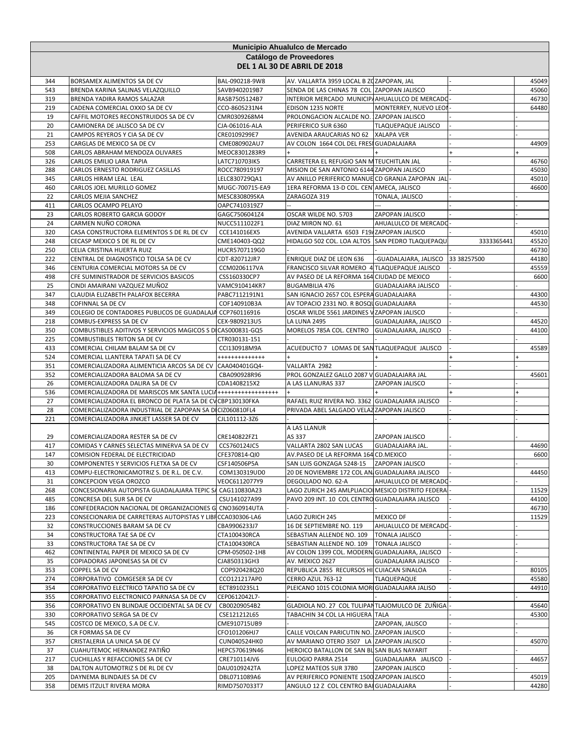**Municipio Ahualulco de Mercado**
**Catálogo de Proveedores**
**DEL 1 AL 30 DE ABRIL DE 2018**

| | | | | | | |
|---|---|---|---|---|---|---|
| 344 | BORSAMEX ALIMENTOS SA DE CV | BAL-090218-9W8 | AV. VALLARTA 3959 LOCAL B ZO | ZAPOPAN, JAL | - | 45049 |
| 543 | BRENDA KARINA SALINAS VELAZQUILLO | SAVB9402019B7 | SENDA DE LAS CHINAS 78 COL | ZAPOPAN JALISCO | - | 45060 |
| 319 | BRENDA YADIRA RAMOS SALAZAR | RASB7505124B7 | INTERIOR MERCADO MUNICIPA | AHUALULCO DE MERCADO | - | 46730 |
| 219 | CADENA COMERCIAL OXXO SA DE CV | CCO-8605231N4 | EDISON 1235 NORTE | MONTERREY, NUEVO LEON | - | 64480 |
| 19 | CAFFIL MOTORES RECONSTRUIDOS SA DE CV | CMR0309268M4 | PROLONGACION ALCALDE NO. | ZAPOPAN JALISCO | - | - |
| 20 | CAMIONERA DE JALISCO SA DE CV | CJA-061016-ALA | PERIFERICO SUR 6360 | TLAQUEPAQUE JALISCO | - | - |
| 21 | CAMPOS REYEROS Y CIA SA DE CV | CRE0109299E7 | AVENIDA ARAUCARIAS NO 62 | XALAPA VER | - | - |
| 253 | CARGLAS DE MEXICO SA DE CV | CME080902AU7 | AV COLON 1664 COL DEL FRESN | GUADALAJARA | - | 44909 |
| 508 | CARLOS ABRAHAM MENDOZA OLIVARES | MEOC8301283R9 | + | + | + | + |
| 326 | CARLOS EMILIO LARA TAPIA | LATC710703IK5 | CARRETERA EL REFUGIO SAN M | TEUCHITLAN JAL | - | 46760 |
| 288 | CARLOS ERNESTO RODRIGUEZ CASILLAS | ROCC780919197 | MISION DE SAN ANTONIO 6144 | ZAPOPAN JALISCO | - | 45030 |
| 345 | CARLOS HIRAM LEAL LEAL | LELC830729QA1 | AV ANILLO PERIFERICO MANUE | CD GRANJA ZAPOPAN JAL | - | 45010 |
| 460 | CARLOS JOEL MURILLO GOMEZ | MUGC-700715-EA9 | 1ERA REFORMA 13-D COL. CEN | AMECA, JALISCO | - | 46600 |
| 22 | CARLOS MEJIA SANCHEZ | MESC830809SKA | ZARAGOZA 319 | TONALA, JALISCO | - | - |
| 411 | CARLOS OCAMPO PELAYO | OAPC7410319Z7 | -- | --- | - | - |
| 23 | CARLOS ROBERTO GARCIA GODOY | GAGC7506041Z4 | OSCAR WILDE NO. 5703 | ZAPOPAN JALISCO | - | - |
| 24 | CARMEN NUÑO CORONA | NUCC5111022F1 | DIAZ MIRON NO. 61 | AHUALULCO DE MERCADO | - | - |
| 320 | CASA CONSTRUCTORA ELEMENTOS S DE RL DE CV | CCE141016EX5 | AVENIDA VALLARTA 6503 F19A | ZAPOPAN JALISCO | - | 45010 |
| 248 | CECASP MEXICO S DE RL DE CV | CME140403-QQ2 | HIDALGO 502 COL. LOA ALTOS | SAN PEDRO TLAQUEPAQU | 3333365441 | 45520 |
| 250 | CELIA CRISTINA HUERTA RUIZ | HUCR5707119G0 | - | - | - | 46730 |
| 222 | CENTRAL DE DIAGNOSTICO TOLSA SA DE CV | CDT-820712JR7 | ENRIQUE DIAZ DE LEON 636 | -GUADALAJARA, JALISCO | 33 38257500 | 44180 |
| 346 | CENTURIA COMERCIAL MOTORS SA DE CV | CCM0206117VA | FRANCISCO SILVAR ROMERO 4 | TLAQUEPAQUE JALISCO | - | 45559 |
| 498 | CFE SUMINISTRADOR DE SERVICIOS BASICOS | CSS160330CP7 | AV PASEO DE LA REFORMA 164 | CIUDAD DE MEXICO | - | 6600 |
| 25 | CINDI AMAIRANI VAZQUEZ MUÑOZ | VAMC910414KR7 | BUGAMBILIA 476 | GUADALAJARA JALISCO | - | - |
| 347 | CLAUDIA ELIZABETH PALAFOX BECERRA | PABC7112191N1 | SAN IGNACIO 2657 COL ESPERA | GUADALAJARA | - | 44300 |
| 348 | COFINNAL SA DE CV | COF140910B3A | AV TOPACIO 2331 NO. R BOSQU | GUADALAJARA | - | 44530 |
| 349 | COLEGIO DE CONTADORES PUBLICOS DE GUADALAJA | CCP760116916 | OSCAR WILDE 5561 JARDINES V | ZAPOPAN JALISCO | - | - |
| 218 | COMBUS-EXPRESS SA DE CV | CEX-9809213U5 | LA LUNA 2495 | GUADALAJARA, JALISCO | - | 44520 |
| 350 | COMBUSTIBLES ADITIVOS Y SERVICIOS MAGICOS S DE | CAS000831-GQ5 | MORELOS 785A COL. CENTRO | GUADALAJARA, JALISCO | - | 44100 |
| 225 | COMBUSTIBLES TRITON SA DE CV | CTR030131-151 | - | - | - | - |
| 433 | COMERCIAL CHILAM BALAM SA DE CV | CCI130918M9A | ACUEDUCTO 7 LOMAS DE SAN | TLAQUEPAQUE JALISCO | - | 45589 |
| 524 | COMERCIAL LLANTERA TAPATI SA DE CV | ++++++++++++++ | + | + | + | + |
| 351 | COMERCIALIZADORA ALIMENTICIA ARCOS SA DE CV | CAA040401GQ4- | VALLARTA 2982 | - | - | - |
| 352 | COMERCIALIZADORA BALOMA SA DE CV | CBA090928R96 | PROL GONZALEZ GALLO 2087 V | GUADALAJARA JAL | - | 45601 |
| 26 | COMERCIALIZADORA DALIRA SA DE CV | CDA1408215X2 | A LAS LLANURAS 337 | ZAPOPAN JALISCO | - | - |
| 536 | COMERCIALIZADORA DE MARISCOS MK SANTA LUCIA | ++++++++++++++++++ | + | + | + | + |
| 27 | COMERCIALIZADORA EL BRONCO DE PLATA SA DE CV | CBP130130FKA | RAFAEL RUIZ RIVERA NO. 3362 | GUADALAJARA JALISCO | - | - |
| 28 | COMERCIALIZADORA INDUSTRIAL DE ZAPOPAN SA DE | CIZ060810FL4 | PRIVADA ABEL SALGADO VELAZ | ZAPOPAN JALISCO | - | - |
| 221 | COMERCIALIZADORA JINKJET LASSER SA DE CV | CJL101112-3Z6 | - | - | - | - |
| 29 | COMERCIALIZADORA RESTER SA DE CV | CRE140822FZ1 | A LAS LLANUR AS 337 | ZAPOPAN JALISCO | - | - |
| 417 | COMIDAS Y CARNES SELECTAS MINERVA SA DE CV | CCS760124JC5 | VALLARTA 2802 SAN LUCAS | GUADALAJARA JAL. | - | 44690 |
| 147 | COMISION FEDERAL DE ELECTRICIDAD | CFE370814-QI0 | AV.PASEO DE LA REFORMA 164 | CD.MEXICO | - | 6600 |
| 30 | COMPONENTES Y SERVICIOS FLETXA SA DE CV | CSF140506P5A | SAN LUIS GONZAGA 5248-15 | ZAPOPAN JALISCO | - | - |
| 413 | COMPU-ELECTRONICAMOTRIZ S. DE R.L. DE C.V. | COM130319UD0 | 20 DE NOVIEMBRE 172 COL AN | GUADALAJARA JALISCO | - | 44450 |
| 31 | CONCEPCION VEGA OROZCO | VEOC6112077Y9 | DEGOLLADO NO. 62-A | AHUALULCO DE MERCADO | - | - |
| 268 | CONCESIONARIA AUTOPISTA GUADALAJARA TEPIC SA | CAG110830A23 | LAGO ZURICH 245 AMLPLIACIO | MESICO DISTRITO FEDERA | - | 11529 |
| 485 | CONCRESA DEL SUR SA DE CV | CSU141027A99 | PAVO 209 INT. 10 COL CENTRO | GUADALAJARA JALISCO | - | 44100 |
| 186 | CONFEDERACION NACIONAL DE ORGANIZACIONES G | CNO360914UTA | - | - | - | 46730 |
| 223 | CONSECIONARIA DE CARRETERAS AUTOPISTAS Y LIBR | CCA030306-LA6 | LAGO ZURICH 245 | MEXICO DF | - | 11529 |
| 32 | CONSTRUCCIONES BARAM SA DE CV | CBA9906233J7 | 16 DE SEPTIEMBRE NO. 119 | AHUALULCO DE MERCADO | - | - |
| 34 | CONSTRUCTORA TAE SA DE CV | CTA100430RCA | SEBASTIAN ALLENDE NO. 109 | TONALA JALISCO | - | - |
| 33 | CONSTRUCTORA TAE SA DE CV | CTA100430RCA | SEBASTIAN ALLENDE NO. 109 | TONALA JALISCO | - | - |
| 462 | CONTINENTAL PAPER DE MEXICO SA DE CV | CPM-050502-1H8 | AV COLON 1399 COL. MODERN | GUADALAJARA, JALISCO | - | - |
| 35 | COPIADORAS JAPONESAS SA DE CV | CJA850313GH3 | AV. MEXICO 2627 | GUADALAJARA JALISCO | - | - |
| 353 | COPPEL SA DE CV | COP920428Q20 | REPUBLICA 2855 RECURSOS HI | CUIACAN SINALOA | - | 80105 |
| 274 | CORPORATIVO COMGESER SA DE CV | CCO121217AP0 | CERRO AZUL 763-12 | TLAQUEPAQUE | - | 45580 |
| 354 | CORPORATIVO ELECTRICO TAPATIO SA DE CV | ECT8910235L1 | PLEICANO 1015 COLONIA MOR | GUADALAJARA JALISO | - | 44910 |
| 355 | CORPORATIVO ELECTRONICO PARNASA SA DE CV | CEP0612042L7- | - | - | - | - |
| 356 | CORPORATIVO EN BLINDAJE OCCIDENTAL SA DE CV | CB00209054B2 | GLADIOLA NO. 27 COL TULIPAN | TLAJOMULCO DE ZUÑIGA | - | 45640 |
| 330 | CORPORATIVO SERGA SA DE CV | CSE121212L65 | TABACHIN 34 COL LA HIGUERA | TALA | - | 45300 |
| 545 | COSTCO DE MEXICO, S.A DE C.V. | CME910715UB9 | - | ZAPOPAN, JALISCO | - | - |
| 36 | CR FORMAS SA DE CV | CFO101206HJ7 | CALLE VOLCAN PARICUTIN NO. | ZAPOPAN JALISCO | - | - |
| 357 | CRISTALERIA LA UNICA SA DE CV | CUN040524HK0 | AV MARIANO OTERO 3507 LA | ZAPOPAN JALISCO | - | 45070 |
| 37 | CUAHUTEMOC HERNANDEZ PATIÑO | HEPC570619N46 | HEROICO BATALLON DE SAN BL | SAN BLAS NAYARIT | - | - |
| 217 | CUCHILLAS Y REFACCIONES SA DE CV | CRE710114JV6 | EULOGIO PARRA 2514 | GUADALAJARA JALISCO | - | 44657 |
| 38 | DALTON AUTOMOTRIZ S DE RL DE CV | DAU0109242TA | LOPEZ MATEOS SUR 3780 | ZAPOPAN JALISCO | - | - |
| 205 | DAYNEMA BLINDAJES SA DE CV | DBL0711089A6 | AV PERIFERICO PONIENTE 1500 | ZAPOPAN JALISCO | - | 45019 |
| 358 | DEMIS ITZULT RIVERA MORA | RIMD7507033T7 | ANGULO 12 Z COL CENTRO BA | GUADALAJARA | - | 44280 |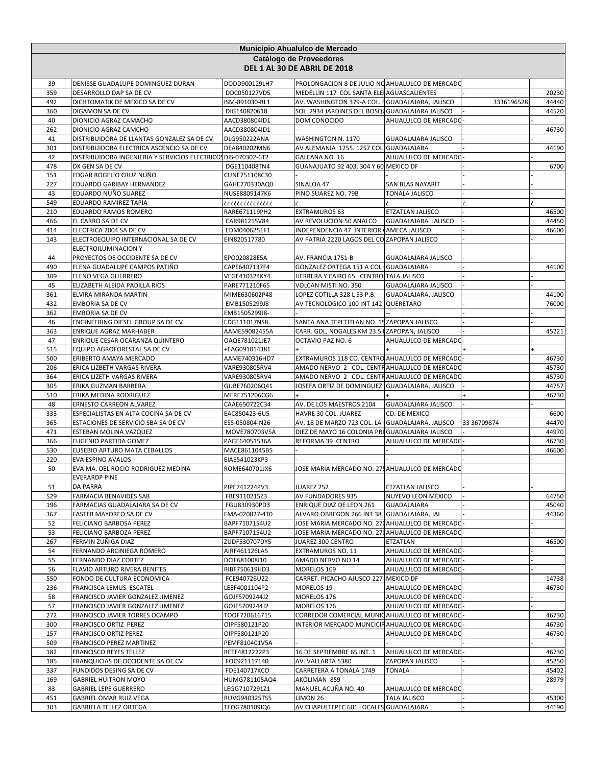# Municipio Ahualulco de Mercado

## Catálogo de Proveedores

### DEL 1 AL 30 DE ABRIL DE 2018

| | | | | | | |
|---|---|---|---|---|---|---|
| 39 | DENISSE GUADALUPE DOMINGUEZ DURAN | DODD900129LH7 | PROLONGACION 8 DE JULIO NO | AHUALULCO DE MERCADO | - | - |
| 359 | DESARROLLO DAP SA DE CV | DDC050127VD5 | MEDELLIN 117 COL SANTA ELE | AGUASCALIENTES | - | 20230 |
| 492 | DICHTOMATIK DE MEXICO SA DE CV | ISM-891030-RL1 | AV. WASHINGTON 379-A COL. F | GUADALAJARA, JALISCO | 3336196528 | 44440 |
| 360 | DIGAMON SA DE CV | DIG140820618 | SOL 2934 JARDINES DEL BOSQU | GUADALAJARA JALISCO | - | 44520 |
| 40 | DIONICIO AGRAZ CAMACHO | AACD380804ID1 | DOM CONOCIDO | AHUALULCO DE MERCADO | - | - |
| 262 | DIONICIO AGRAZ CAMCHO | AACD380804ID1 | -- | | - | 46730 |
| 41 | DISTRIBUIDORA DE LLANTAS GONZALEZ SA DE CV | DLG950222ANA | WASHINGTON N. 1170 | GUADALAJARA JALISCO | - | - |
| 301 | DISTRIBUIDORA ELECTRICA ASCENCIO SA DE CV | DEA840202MN6 | AV ALEMANIA 1255. 1257 COL | GUADALAJARA | - | 44190 |
| 42 | DISTRIBUIDORA INGENIERIA Y SERVICIOS ELECTRICOS | DIS-070302-6T2 | GALEANA NO. 16 | AHUALULCO DE MERCADO | - | - |
| 478 | DX GEN SA DE CV | DGE110408TN4 | GUANAJUATO 92 403, 304 Y 60 | MEXICO DF | - | 6700 |
| 151 | EDGAR ROGELIO CRUZ NUÑO | CUNE751108C30 | - | | - | - |
| 227 | EDUARDO GARIBAY HERNANDEZ | GAHE770330AQ0 | SINALOA 47 | SAN BLAS NAYARIT | - | - |
| 43 | EDUARDO NUÑO SUAREZ | NUSE8809147K6 | PINO SUAREZ NO. 79B | TONALA JALISCO | - | - |
| 549 | EDUARDO RAMIREZ TAPIA | ¿¿¿¿¿¿¿¿¿¿¿¿¿¿ | ¿ | ¿ | ¿ | ¿ |
| 210 | EDUARDO RAMOS ROMERO | RARE671119PH2 | EXTRAMUROS 63 | ETZATLAN JALISCO | - | 46500 |
| 466 | EL CARRO SA DE CV | CAR981215V84 | AV REVOLUCION 50 ANALCO | GUADALAJARA JALISCO | - | 44450 |
| 414 | ELECTRICA 2004 SA DE CV | EDM0406251F1 | INDEPENDENCIA 47 INTERIOR ( | AMECA JALISCO | - | 46600 |
| 143 | ELECTROEQUIPO INTERNACIONAL SA DE CV | EIN820517780 | AV PATRIA 2220 LAGOS DEL CO | ZAPOPAN JALISCO | - | - |
| 44 | ELECTROILUMINACION Y PROYECTOS DE OCCIDENTE SA DE CV | EPO020828E5A | AV. FRANCIA 1751-B | GUADALAJARA JALISCO | - | - |
| 490 | ELENA GUADALUPE CAMPOS PATIÑO | CAPE6407137F4 | GONZALEZ ORTEGA 151 A COL ( | GUADALAJARA | - | 44100 |
| 309 | ELENO VEGA GUERRERO | VEGE410324KY4 | HERRERA Y CAIRO 65 CENTRO | TALA JALISCO | - | - |
| 45 | ELIZABETH ALEIDA PADILLA RIOS | PARE771210F65 | VOLCAN MISTI NO. 350 | GUADALAJARA JALISCO | - | - |
| 361 | ELVIRA MIRANDA MARTIN | MIME630602P48 | LOPEZ COTILLA 328 L 53 P.B. | GUADALAJARA, JALISCO | - | 44100 |
| 432 | EMBORIA SA DE CV | EMB1505299J8 | AV TECNOLOGICO 100 INT 142 | QUERETARO | - | 76000 |
| 362 | EMBORIA SA DE CV | EMB1505299J8- | - | -- | - | - |
| 46 | ENGINEERING DIESEL GROUP SA DE CV | EDG111017NS8 | SANTA ANA TEPETITLAN NO. 15 | ZAPOPAN JALISCO | - | - |
| 363 | ENRIQUE AGRAZ MARHABER | AAME59082455A | CARR. GDL, NOGALES KM 23.5 I | ZAPOPAN, JALISCO | - | 45221 |
| 47 | ENRIQUE CESAR OCARANZA QUINTERO | OAQE781021JE7 | OCTAVIO PAZ NO. 6 | AHUALULCO DE MERCADO | - | - |
| 515 | EQUIPO AGROFORESTAL SA DE CV | +EAG091014381 | + | + | + | + |
| 500 | ERIBERTO AMAYA MERCADO | AAME740316HD7 | EXTRAMUROS 118 CO. CENTRO | AHUALULCO DE MERCADO | - | 46730 |
| 206 | ERICA LIZBETH VARGAS RIVERA | VARE930805RV4 | AMADO NERVO 2 COL. CENTR | AHUALULCO DE MERCADO | - | 45730 |
| 364 | ERICA LIZETH VARGAS RIVERA | VARE930805RV4 | AMADO NERVO 2 COL. CENTR | AHUALULCO DE MERCADO | - | 45730 |
| 305 | ERIKA GUZMAN BARRERA | GUBE760206Q41 | JOSEFA ORTIZ DE DOMINGUEZ | GUADALAJARA, JALISCO | - | 44757 |
| 510 | ERIKA MEDINA RODRIGUEZ | MERE751206CG6 | + | + | + | 46730 |
| 48 | ERNESTO CARREON ALVAREZ | CAAE650722C34 | AV. DE LOS MAESTROS 2104 | GUADALAJARA JALISCO | - | - |
| 333 | ESPECIALISTAS EN ALTA COCINA SA DE CV | EAC850423-6U5 | HAVRE 30 COL. JUAREZ | CD. DE MEXICO | - | 6600 |
| 365 | ESTACIONES DE SERVICIO SBA SA DE CV | ESS-050804-N26 | AV. 18 DE MARZO 723 COL. LA | GUADALAJARA, JALISCO | 33 36709874 | 44470 |
| 471 | ESTEBAN MOLINA VAZQUEZ | MOVE780703V5A | DIEZ DE MAYO 16 COLONIA PRI | GUADALAJARA JALISCO | - | 44970 |
| 366 | EUGENIO PARTIDA GOMEZ | PAGE64051536A | REFORMA 39 CENTRO | AHUALULCO DE MERCADO | - | 46730 |
| 530 | EUSEBIO ARTURO MATA CEBALLOS | MACE8611045B5 | - | - | - | 46600 |
| 220 | EVA ESPINO AVALOS | EIAE541023KP3 | | | - | - |
| 50 | EVA MA. DEL ROCIO RODRIGUEZ MEDINA | ROME640701JX6 | JOSE MARIA MERCADO NO. 275 | AHUALULCO DE MERCADO | - | - |
| 51 | EVERARDP PINE DA PARRA | PIPE741224PV3 | JUAREZ 252 | ETZATLAN JALISCO | - | - |
| 529 | FARMACIA BENAVIDES SAB | FBE9110215Z3 | AV FUNDADORES 935 | NUYEVO LEON MEXICO | - | 64750 |
| 196 | FARMACIAS GUADALAJARA SA DE CV | FGU830930PD3 | ENRIQUE DIAZ DE LEON 261 | GUADALAJARA | - | 45040 |
| 367 | FASTER MAYOREO SA DE CV | FMA-020827-4T0 | ALVARO OBREGON 266 INT 38 | GUADALAJARA, JAL | - | 44360 |
| 52 | FELICIANO BARBOSA PEREZ | BAPF7107154U2 | JOSE MARIA MERCADO NO. 270 | AHUALULCO DE MERCADO | - | - |
| 53 | FELICIANO BARBOZA PEREZ | BAPF7107154U2 | JOSE MARIA MERCADO NO. 270 | AHUALULCO DE MERCADO | - | - |
| 267 | FERMIN ZUÑIGA DIAZ | ZUDF530707DY5 | JUAREZ 300 CENTRO | ETZATLAN | - | 46500 |
| 54 | FERNANDO ARCINIEGA ROMERO | AIRF461126LA5 | EXTRAMUROS NO. 11 | AHUALULCO DE MERCADO | - | - |
| 55 | FERNANDO DIAZ CORTEZ | DCIF681008I10 | AMADO NERVO NO 14 | AHUALULCO DE MERCADO | - | - |
| 56 | FLAVIO ARTURO RIVERA BENITES | RIBF750619HD3 | MORELOS 109 | AHUALULCO DE MERCADO | - | - |
| 550 | FONDO DE CULTURA ECONOMICA | FCE940726U22 | CARRET. PICACHO AJUSCO 227 | MEXICO DF | - | 14738 |
| 236 | FRANCISCA LEMUS ESCATEL | LEEF4001104P2 | MORELOS 19 | AHUALULCO DE MERCADO | - | 46730 |
| 58 | FRANCISCO JAVIER GONZALEZ JIMENEZ | GOJF5709244J2 | MORELOS 176 | AHUALULCO DE MERCADO | - | - |
| 57 | FRANCISCO JAVIER GONZALEZ JIMENEZ | GOJF5709244J2 | MORELOS 176 | AHUALULCO DE MERCADO | - | - |
| 272 | FRANCISCO JAVIER TORRES OCAMPO | TOOF720616715 | CORREDOR COMERCIAL MUNIC | AHUALULCO DE MERCADO | - | 46730 |
| 300 | FRANCISCO ORTIZ PEREZ | OIPF580121P20 | INTERIOR MERCADO MUNCICIP | AHUALULCO DE MERCADO | - | 46730 |
| 157 | FRANCISCO ORTIZ PEREZ | OIPF580121P20 | - | AHUALULCO DE MERCADO | - | 46730 |
| 509 | FRANCISCO PEREZ MARTINEZ | PEMF810401V5A | - | - | | - |
| 182 | FRANCISCO REYES TELLEZ | RETF4812222P3 | 16 DE SEPTIEMBRE 65 INT. 1 | AHUALULCO DE MERCADO | - | 46730 |
| 185 | FRANQUICIAS DE OCCIDENTE SA DE CV | FOC921117140 | AV. VALLARTA 5380 | ZAPOPAN JALISCO | - | 45250 |
| 337 | FUNDIDOS DESING SA DE CV | FDE140717KCO | CARRETERA A TONALA 1749 | TONALA | - | 45402 |
| 169 | GABRIEL HUITRON MOYO | HUMG781105AQ4 | AKOLIMAN 859 | - | - | 28979 |
| 83 | GABRIEL LEPE GUERRERO | LEGG7107291Z1 | MANUEL ACUÑA NO. 40 | AHUALULCO DE MERCADO | - | - |
| 451 | GABRIEL OMAR RUIZ VEGA | RUVG940325TS5 | LIMON 26 | TALA JALISCO | - | 45300 |
| 303 | GABRIELA TELLEZ ORTEGA | TEOG780109IQ6 | AV CHAPULTEPEC 601 LOCALES | GUADALAJARA | - | 44190 |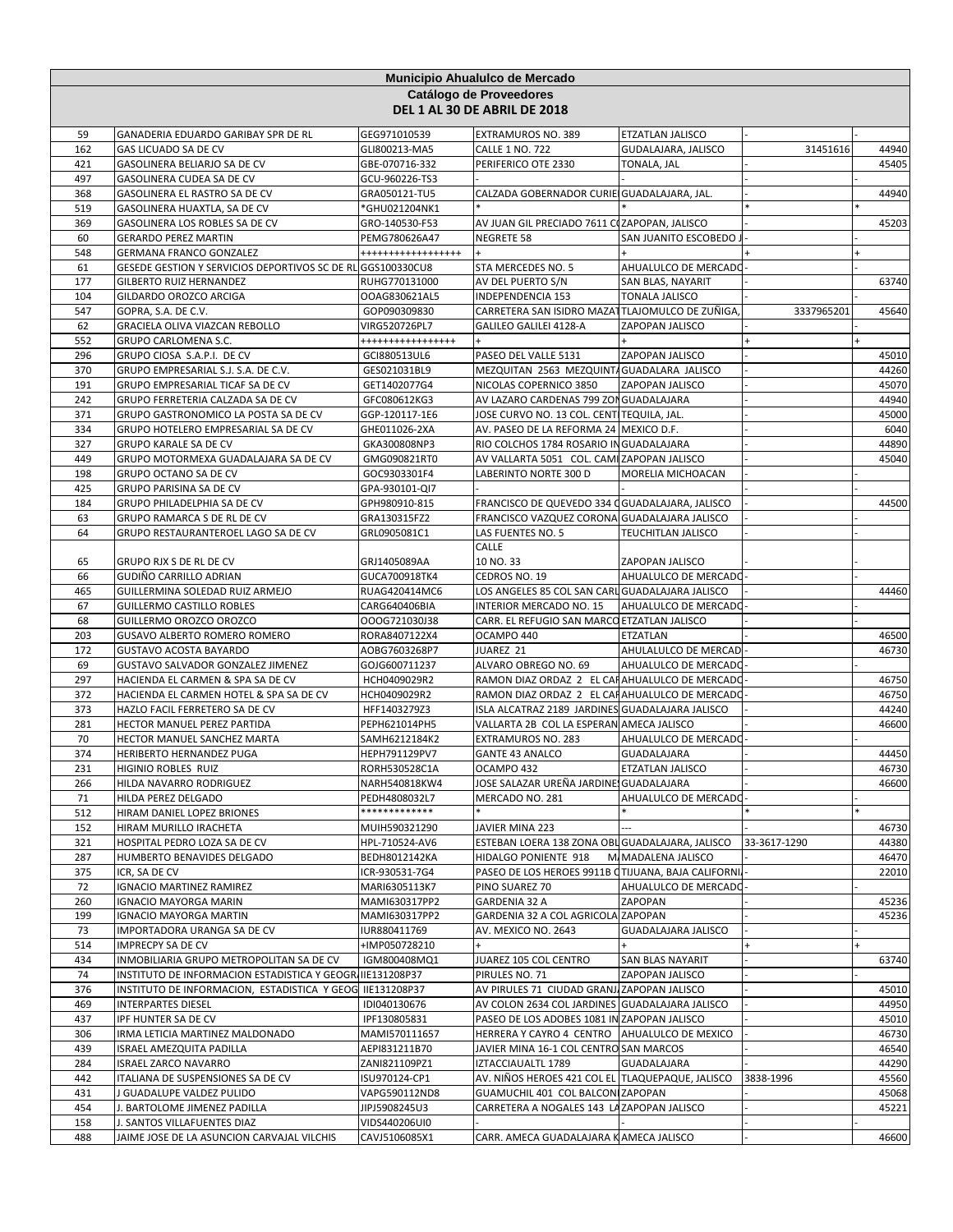**Municipio Ahualulco de Mercado**

**Catálogo de Proveedores**

**DEL 1 AL 30 DE ABRIL DE 2018**

| | | | | | | |
|---|---|---|---|---|---|---|
| 59 | GANADERIA EDUARDO GARIBAY SPR DE RL | GEG971010539 | EXTRAMUROS NO. 389 | ETZATLAN JALISCO | - | - |
| 162 | GAS LICUADO SA DE CV | GLI800213-MA5 | CALLE 1 NO. 722 | GUDALAJARA, JALISCO | 31451616 | 44940 |
| 421 | GASOLINERA BELIARJO SA DE CV | GBE-070716-332 | PERIFERICO OTE 2330 | TONALA, JAL | - | 45405 |
| 497 | GASOLINERA CUDEA SA DE CV | GCU-960226-TS3 | - | - | - | - |
| 368 | GASOLINERA EL RASTRO SA DE CV | GRA050121-TU5 | CALZADA GOBERNADOR CURIE | GUADALAJARA, JAL. | - | 44940 |
| 519 | GASOLINERA HUAXTLA, SA DE CV | *GHU021204NK1 | * | * | * | * |
| 369 | GASOLINERA LOS ROBLES SA DE CV | GRO-140530-F53 | AV JUAN GIL PRECIADO 7611 C | ZAPOPAN, JALISCO | - | 45203 |
| 60 | GERARDO PEREZ MARTIN | PEMG780626A47 | NEGRETE 58 | SAN JUANITO ESCOBEDO J | - | - |
| 548 | GERMANA FRANCO GONZALEZ | +++++++++++++++++ | + | + | + | + |
| 61 | GESEDE GESTION Y SERVICIOS DEPORTIVOS SC DE RL | GGS100330CU8 | STA MERCEDES NO. 5 | AHUALULCO DE MERCADO | - | - |
| 177 | GILBERTO RUIZ HERNANDEZ | RUHG770131000 | AV DEL PUERTO S/N | SAN BLAS, NAYARIT | - | 63740 |
| 104 | GILDARDO OROZCO ARCIGA | OOAG830621AL5 | INDEPENDENCIA 153 | TONALA JALISCO | - | - |
| 547 | GOPRA, S.A. DE C.V. | GOP090309830 | CARRETERA SAN ISIDRO MAZAT | TLAJOMULCO DE ZUÑIGA, | 3337965201 | 45640 |
| 62 | GRACIELA OLIVA VIAZCAN REBOLLO | VIRG520726PL7 | GALILEO GALILEI 4128-A | ZAPOPAN JALISCO | - | - |
| 552 | GRUPO CARLOMENA S.C. | ++++++++++++++++ | + | + | + | + |
| 296 | GRUPO CIOSA S.A.P.I. DE CV | GCI880513UL6 | PASEO DEL VALLE 5131 | ZAPOPAN JALISCO | - | 45010 |
| 370 | GRUPO EMPRESARIAL S.J. S.A. DE C.V. | GES021031BL9 | MEZQUITAN 2563 MEZQUINTA | GUADALARA JALISCO | - | 44260 |
| 191 | GRUPO EMPRESARIAL TICAF SA DE CV | GET1402077G4 | NICOLAS COPERNICO 3850 | ZAPOPAN JALISCO | - | 45070 |
| 242 | GRUPO FERRETERIA CALZADA SA DE CV | GFC080612KG3 | AV LAZARO CARDENAS 799 ZON | GUADALAJARA | - | 44940 |
| 371 | GRUPO GASTRONOMICO LA POSTA SA DE CV | GGP-120117-1E6 | JOSE CURVO NO. 13 COL. CENT | TEQUILA, JAL. | - | 45000 |
| 334 | GRUPO HOTELERO EMPRESARIAL SA DE CV | GHE011026-2XA | AV. PASEO DE LA REFORMA 24 | MEXICO D.F. | - | 6040 |
| 327 | GRUPO KARALE SA DE CV | GKA300808NP3 | RIO COLCHOS 1784 ROSARIO IN | GUADALAJARA | - | 44890 |
| 449 | GRUPO MOTORMEXA GUADALAJARA SA DE CV | GMG090821RT0 | AV VALLARTA 5051 COL. CAMI | ZAPOPAN JALISCO | - | 45040 |
| 198 | GRUPO OCTANO SA DE CV | GOC9303301F4 | LABERINTO NORTE 300 D | MORELIA MICHOACAN | - | - |
| 425 | GRUPO PARISINA SA DE CV | GPA-930101-QI7 | - | - | - | - |
| 184 | GRUPO PHILADELPHIA SA DE CV | GPH980910-815 | FRANCISCO DE QUEVEDO 334 C | GUADALAJARA, JALISCO | - | 44500 |
| 63 | GRUPO RAMARCA S DE RL DE CV | GRA130315FZ2 | FRANCISCO VAZQUEZ CORONA | GUADALAJARA JALISCO | - | - |
| 64 | GRUPO RESTAURANTEROEL LAGO SA DE CV | GRL0905081C1 | LAS FUENTES NO. 5 | TEUCHITLAN JALISCO | - | - |
| 65 | GRUPO RJX S DE RL DE CV | GRJ1405089AA | CALLE 10 NO. 33 | ZAPOPAN JALISCO | - | - |
| 66 | GUDIÑO CARRILLO ADRIAN | GUCA700918TK4 | CEDROS NO. 19 | AHUALULCO DE MERCADO | - | - |
| 465 | GUILLERMINA SOLEDAD RUIZ ARMEJO | RUAG420414MC6 | LOS ANGELES 85 COL SAN CARL | GUADALAJARA JALISCO | - | 44460 |
| 67 | GUILLERMO CASTILLO ROBLES | CARG640406BIA | INTERIOR MERCADO NO. 15 | AHUALULCO DE MERCADO | - | - |
| 68 | GUILLERMO OROZCO OROZCO | OOOG721030J38 | CARR. EL REFUGIO SAN MARCO | ETZATLAN JALISCO | - | - |
| 203 | GUSAVO ALBERTO ROMERO ROMERO | RORA8407122X4 | OCAMPO 440 | ETZATLAN | - | 46500 |
| 172 | GUSTAVO ACOSTA BAYARDO | AOBG7603268P7 | JUAREZ 21 | AHULALULCO DE MERCAD | - | 46730 |
| 69 | GUSTAVO SALVADOR GONZALEZ JIMENEZ | GOJG600711237 | ALVARO OBREGO NO. 69 | AHUALULCO DE MERCADO | - | - |
| 297 | HACIENDA EL CARMEN & SPA SA DE CV | HCH0409029R2 | RAMON DIAZ ORDAZ 2 EL CAR | AHUALULCO DE MERCADO | - | 46750 |
| 372 | HACIENDA EL CARMEN HOTEL & SPA SA DE CV | HCH0409029R2 | RAMON DIAZ ORDAZ 2 EL CAR | AHUALULCO DE MERCADO | - | 46750 |
| 373 | HAZLO FACIL FERRETERO SA DE CV | HFF1403279Z3 | ISLA ALCATRAZ 2189 JARDINES | GUADALAJARA JALISCO | - | 44240 |
| 281 | HECTOR MANUEL PEREZ PARTIDA | PEPH621014PH5 | VALLARTA 2B COL LA ESPERAN | AMECA JALISCO | - | 46600 |
| 70 | HECTOR MANUEL SANCHEZ MARTA | SAMH6212184K2 | EXTRAMUROS NO. 283 | AHUALULCO DE MERCADO | - | - |
| 374 | HERIBERTO HERNANDEZ PUGA | HEPH791129PV7 | GANTE 43 ANALCO | GUADALAJARA | - | 44450 |
| 231 | HIGINIO ROBLES RUIZ | RORH530528C1A | OCAMPO 432 | ETZATLAN JALISCO | - | 46730 |
| 266 | HILDA NAVARRO RODRIGUEZ | NARH540818KW4 | JOSE SALAZAR UREÑA JARDINES | GUADALAJARA | - | 46600 |
| 71 | HILDA PEREZ DELGADO | PEDH4808032L7 | MERCADO NO. 281 | AHUALULCO DE MERCADO | - | - |
| 512 | HIRAM DANIEL LOPEZ BRIONES | ************* | * | * | * | * |
| 152 | HIRAM MURILLO IRACHETA | MUIH590321290 | JAVIER MINA 223 | --- | - | 46730 |
| 321 | HOSPITAL PEDRO LOZA SA DE CV | HPL-710524-AV6 | ESTEBAN LOERA 138 ZONA OBL | GUADALAJARA, JALISCO | 33-3617-1290 | 44380 |
| 287 | HUMBERTO BENAVIDES DELGADO | BEDH8012142KA | HIDALGO PONIENTE 918 M | MADALENA JALISCO | - | 46470 |
| 375 | ICR, SA DE CV | ICR-930531-7G4 | PASEO DE LOS HEROES 9911B C | TIJUANA, BAJA CALIFORNI | - | 22010 |
| 72 | IGNACIO MARTINEZ RAMIREZ | MARI6305113K7 | PINO SUAREZ 70 | AHUALULCO DE MERCADO | - | - |
| 260 | IGNACIO MAYORGA MARIN | MAMI630317PP2 | GARDENIA 32 A | ZAPOPAN | - | 45236 |
| 199 | IGNACIO MAYORGA MARTIN | MAMI630317PP2 | GARDENIA 32 A COL AGRICOLA | ZAPOPAN | - | 45236 |
| 73 | IMPORTADORA URANGA SA DE CV | IUR880411769 | AV. MEXICO NO. 2643 | GUADALAJARA JALISCO | - | - |
| 514 | IMPRECPY SA DE CV | +IMP050728210 | + | + | + | + |
| 434 | INMOBILIARIA GRUPO METROPOLITAN SA DE CV | IGM800408MQ1 | JUAREZ 105 COL CENTRO | SAN BLAS NAYARIT | - | 63740 |
| 74 | INSTITUTO DE INFORMACION ESTADISTICA Y GEOGRA | IIE131208P37 | PIRULES NO. 71 | ZAPOPAN JALISCO | - | - |
| 376 | INSTITUTO DE INFORMACION, ESTADISTICA Y GEOG | IIE131208P37 | AV PIRULES 71 CIUDAD GRANJ | ZAPOPAN JALISCO | - | 45010 |
| 469 | INTERPARTES DIESEL | IDI040130676 | AV COLON 2634 COL JARDINES | GUADALAJARA JALISCO | - | 44950 |
| 437 | IPF HUNTER SA DE CV | IPF130805831 | PASEO DE LOS ADOBES 1081 IN | ZAPOPAN JALISCO | - | 45010 |
| 306 | IRMA LETICIA MARTINEZ MALDONADO | MAMI570111657 | HERRERA Y CAYRO 4 CENTRO | AHUALULCO DE MEXICO | - | 46730 |
| 439 | ISRAEL AMEZQUITA PADILLA | AEPI831211B70 | JAVIER MINA 16-1 COL CENTRO | SAN MARCOS | - | 46540 |
| 284 | ISRAEL ZARCO NAVARRO | ZANI821109PZ1 | IZTACCIAUALTL 1789 | GUADALAJARA | - | 44290 |
| 442 | ITALIANA DE SUSPENSIONES SA DE CV | ISU970124-CP1 | AV. NIÑOS HEROES 421 COL EL | TLAQUEPAQUE, JALISCO | 3838-1996 | 45560 |
| 431 | J GUADALUPE VALDEZ PULIDO | VAPG590112ND8 | GUAMUCHIL 401 COL BALCONI | ZAPOPAN | - | 45068 |
| 454 | J. BARTOLOME JIMENEZ PADILLA | JIPJ5908245U3 | CARRETERA A NOGALES 143 LA | ZAPOPAN JALISCO | - | 45221 |
| 158 | J. SANTOS VILLAFUENTES DIAZ | VIDS440206UI0 | - | - | - | - |
| 488 | JAIME JOSE DE LA ASUNCION CARVAJAL VILCHIS | CAVJ5106085X1 | CARR. AMECA GUADALAJARA K | AMECA JALISCO | - | 46600 |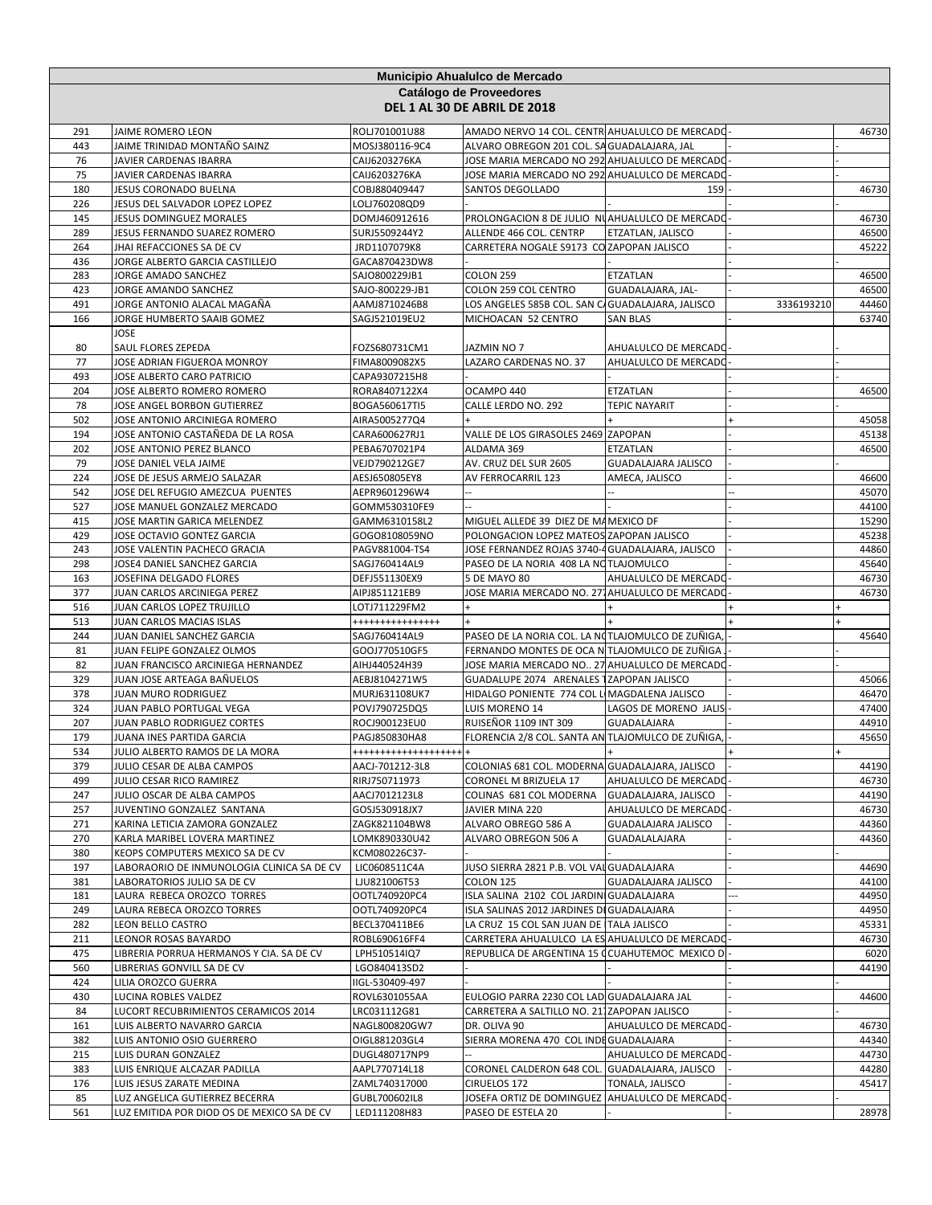**Municipio Ahualulco de Mercado**

**Catálogo de Proveedores**

**DEL 1 AL 30 DE ABRIL DE 2018**

| | | | | | | |
|---|---|---|---|---|---|---|
| 291 | JAIME ROMERO LEON | ROLJ701001U88 | AMADO NERVO 14 COL. CENTR | AHUALULCO DE MERCADO | - | 46730 |
| 443 | JAIME TRINIDAD MONTAÑO SAINZ | MOSJ380116-9C4 | ALVARO OBREGON 201 COL. SA | GUADALAJARA, JAL | - | - |
| 76 | JAVIER CARDENAS IBARRA | CAIJ6203276KA | JOSE MARIA MERCADO NO 292 | AHUALULCO DE MERCADO | - | - |
| 75 | JAVIER CARDENAS IBARRA | CAIJ6203276KA | JOSE MARIA MERCADO NO 292 | AHUALULCO DE MERCADO | - | - |
| 180 | JESUS CORONADO BUELNA | COBJ880409447 | SANTOS DEGOLLADO | 159 | - | 46730 |
| 226 | JESUS DEL SALVADOR LOPEZ LOPEZ | LOLJ760208QD9 | - | - | - | - |
| 145 | JESUS DOMINGUEZ MORALES | DOMJ460912616 | PROLONGACION 8 DE JULIO N | AHUALULCO DE MERCADO | - | 46730 |
| 289 | JESUS FERNANDO SUAREZ ROMERO | SURJ5509244Y2 | ALLENDE 466 COL. CENTRP | ETZATLAN, JALISCO | - | 46500 |
| 264 | JHAI REFACCIONES SA DE CV | JRD1107079K8 | CARRETERA NOGALE S9173 CO | ZAPOPAN JALISCO | - | 45222 |
| 436 | JORGE ALBERTO GARCIA CASTILLEJO | GACA870423DW8 | - | - | - | - |
| 283 | JORGE AMADO SANCHEZ | SAJO800229JB1 | COLON 259 | ETZATLAN | - | 46500 |
| 423 | JORGE AMANDO SANCHEZ | SAJO-800229-JB1 | COLON 259 COL CENTRO | GUADALAJARA, JAL- | - | 46500 |
| 491 | JORGE ANTONIO ALACAL MAGAÑA | AAMJ8710246B8 | LOS ANGELES 585B COL. SAN C | GUADALAJARA, JALISCO | 3336193210 | 44460 |
| 166 | JORGE HUMBERTO SAAIB GOMEZ | SAGJ521019EU2 | MICHOACAN 52 CENTRO | SAN BLAS | - | 63740 |
| 80 | JOSE SAUL FLORES ZEPEDA | FOZS680731CM1 | JAZMIN NO 7 | AHUALULCO DE MERCADO | - | - |
| 77 | JOSE ADRIAN FIGUEROA MONROY | FIMA8009082X5 | LAZARO CARDENAS NO. 37 | AHUALULCO DE MERCADO | - | - |
| 493 | JOSE ALBERTO CARO PATRICIO | CAPA9307215H8 | - | - | - | - |
| 204 | JOSE ALBERTO ROMERO ROMERO | RORA8407122X4 | OCAMPO 440 | ETZATLAN | - | 46500 |
| 78 | JOSE ANGEL BORBON GUTIERREZ | BOGA560617TI5 | CALLE LERDO NO. 292 | TEPIC NAYARIT | - | - |
| 502 | JOSE ANTONIO ARCINIEGA ROMERO | AIRA5005277Q4 | + | + | + | 45058 |
| 194 | JOSE ANTONIO CASTAÑEDA DE LA ROSA | CARA600627RJ1 | VALLE DE LOS GIRASOLES 2469 | ZAPOPAN | - | 45138 |
| 202 | JOSE ANTONIO PEREZ BLANCO | PEBA6707021P4 | ALDAMA 369 | ETZATLAN | - | 46500 |
| 79 | JOSE DANIEL VELA JAIME | VEJD790212GE7 | AV. CRUZ DEL SUR 2605 | GUADALAJARA JALISCO | - | - |
| 224 | JOSE DE JESUS ARMEJO SALAZAR | AESJ650805EY8 | AV FERROCARRIL 123 | AMECA, JALISCO | - | 46600 |
| 542 | JOSE DEL REFUGIO AMEZCUA PUENTES | AEPR9601296W4 | -- | -- | -- | 45070 |
| 527 | JOSE MANUEL GONZALEZ MERCADO | GOMM530310FE9 | -- | - | - | 44100 |
| 415 | JOSE MARTIN GARICA MELENDEZ | GAMM6310158L2 | MIGUEL ALLEDE 39 DIEZ DE MA | MEXICO DF | - | 15290 |
| 429 | JOSE OCTAVIO GONTEZ GARCIA | GOGO8108059NO | POLONGACION LOPEZ MATEOS | ZAPOPAN JALISCO | - | 45238 |
| 243 | JOSE VALENTIN PACHECO GRACIA | PAGV881004-TS4 | JOSE FERNANDEZ ROJAS 3740-4 | GUADALAJARA, JALISCO | - | 44860 |
| 298 | JOSE4 DANIEL SANCHEZ GARCIA | SAGJ760414AL9 | PASEO DE LA NORIA 408 LA NO | TLAJOMULCO | - | 45640 |
| 163 | JOSEFINA DELGADO FLORES | DEFJ551130EX9 | 5 DE MAYO 80 | AHUALULCO DE MERCADO | - | 46730 |
| 377 | JUAN CARLOS ARCINIEGA PEREZ | AIPJ851121EB9 | JOSE MARIA MERCADO NO. 27 | AHUALULCO DE MERCADO | - | 46730 |
| 516 | JUAN CARLOS LOPEZ TRUJILLO | LOTJ711229FM2 | + | + | + | + |
| 513 | JUAN CARLOS MACIAS ISLAS | +++++++++++++++ | + | + | + | + |
| 244 | JUAN DANIEL SANCHEZ GARCIA | SAGJ760414AL9 | PASEO DE LA NORIA COL. LA NO | TLAJOMULCO DE ZUÑIGA, | - | 45640 |
| 81 | JUAN FELIPE GONZALEZ OLMOS | GOOJ770510GF5 | FERNANDO MONTES DE OCA N | TLAJOMULCO DE ZUÑIGA | - | - |
| 82 | JUAN FRANCISCO ARCINIEGA HERNANDEZ | AIHJ440524H39 | JOSE MARIA MERCADO NO.. 27 | AHUALULCO DE MERCADO | - | - |
| 329 | JUAN JOSE ARTEAGA BAÑUELOS | AEBJ8104271W5 | GUADALUPE 2074 ARENALES T | ZAPOPAN JALISCO | - | 45066 |
| 378 | JUAN MURO RODRIGUEZ | MURJ631108UK7 | HIDALGO PONIENTE 774 COL L | MAGDALENA JALISCO | - | 46470 |
| 324 | JUAN PABLO PORTUGAL VEGA | POVJ790725DQ5 | LUIS MORENO 14 | LAGOS DE MORENO JALIS | - | 47400 |
| 207 | JUAN PABLO RODRIGUEZ CORTES | ROCJ900123EU0 | RUISEÑOR 1109 INT 309 | GUADALAJARA | - | 44910 |
| 179 | JUANA INES PARTIDA GARCIA | PAGJ850830HA8 | FLORENCIA 2/8 COL. SANTA AN | TLAJOMULCO DE ZUÑIGA, | - | 45650 |
| 534 | JULIO ALBERTO RAMOS DE LA MORA | +++++++++++++++++++ | + | + | + | + |
| 379 | JULIO CESAR DE ALBA CAMPOS | AACJ-701212-3L8 | COLONIAS 681 COL. MODERNA | GUADALAJARA, JALISCO | - | 44190 |
| 499 | JULIO CESAR RICO RAMIREZ | RIRJ750711973 | CORONEL M BRIZUELA 17 | AHUALULCO DE MERCADO | - | 46730 |
| 247 | JULIO OSCAR DE ALBA CAMPOS | AACJ7012123L8 | COLINAS 681 COL MODERNA | GUADALAJARA, JALISCO | - | 44190 |
| 257 | JUVENTINO GONZALEZ SANTANA | GOSJ530918JX7 | JAVIER MINA 220 | AHUALULCO DE MERCADO | - | 46730 |
| 271 | KARINA LETICIA ZAMORA GONZALEZ | ZAGK821104BW8 | ALVARO OBREGO 586 A | GUADALAJARA JALISCO | - | 44360 |
| 270 | KARLA MARIBEL LOVERA MARTINEZ | LOMK890330U42 | ALVARO OBREGON 506 A | GUADALALAJARA | - | 44360 |
| 380 | KEOPS COMPUTERS MEXICO SA DE CV | KCM080226C37- | - | - | - | - |
| 197 | LABORAORIO DE INMUNOLOGIA CLINICA SA DE CV | LIC0608511C4A | JUSO SIERRA 2821 P.B. VOL VAL | GUADALAJARA | - | 44690 |
| 381 | LABORATORIOS JULIO SA DE CV | LJU821006T53 | COLON 125 | GUADALAJARA JALISCO | - | 44100 |
| 181 | LAURA REBECA OROZCO TORRES | OOTL740920PC4 | ISLA SALINA 2102 COL JARDIN | GUADALAJARA | --- | 44950 |
| 249 | LAURA REBECA OROZCO TORRES | OOTL740920PC4 | ISLA SALINAS 2012 JARDINES D | GUADALAJARA | - | 44950 |
| 282 | LEON BELLO CASTRO | BECL370411BE6 | LA CRUZ 15 COL SAN JUAN DE | TALA JALISCO | - | 45331 |
| 211 | LEONOR ROSAS BAYARDO | ROBL690616FF4 | CARRETERA AHUALULCO LA ES | AHUALULCO DE MERCADO | - | 46730 |
| 475 | LIBRERIA PORRUA HERMANOS Y CIA. SA DE CV | LPH510514IQ7 | REPUBLICA DE ARGENTINA 15 C | CUAHUTEMOC MEXICO D | - | 6020 |
| 560 | LIBRERIAS GONVILL SA DE CV | LGO840413SD2 | - | - | - | 44190 |
| 424 | LILIA OROZCO GUERRA | IIGL-530409-497 | - | - | - | - |
| 430 | LUCINA ROBLES VALDEZ | ROVL6301055AA | EULOGIO PARRA 2230 COL LAD | GUADALAJARA JAL | - | 44600 |
| 84 | LUCORT RECUBRIMIENTOS CERAMICOS 2014 | LRC031112G81 | CARRETERA A SALTILLO NO. 21 | ZAPOPAN JALISCO | - | - |
| 161 | LUIS ALBERTO NAVARRO GARCIA | NAGL800820GW7 | DR. OLIVA 90 | AHUALULCO DE MERCADO | - | 46730 |
| 382 | LUIS ANTONIO OSIO GUERRERO | OIGL881203GL4 | SIERRA MORENA 470 COL INDE | GUADALAJARA | - | 44340 |
| 215 | LUIS DURAN GONZALEZ | DUGL480717NP9 | -- | AHUALULCO DE MERCADO | - | 44730 |
| 383 | LUIS ENRIQUE ALCAZAR PADILLA | AAPL770714L18 | CORONEL CALDERON 648 COL. | GUADALAJARA, JALISCO | - | 44280 |
| 176 | LUIS JESUS ZARATE MEDINA | ZAML740317000 | CIRUELOS 172 | TONALA, JALISCO | - | 45417 |
| 85 | LUZ ANGELICA GUTIERREZ BECERRA | GUBL700602IL8 | JOSEFA ORTIZ DE DOMINGUEZ | AHUALULCO DE MERCADO | - | - |
| 561 | LUZ EMITIDA POR DIOD OS DE MEXICO SA DE CV | LED111208H83 | PASEO DE ESTELA 20 | - | - | 28978 |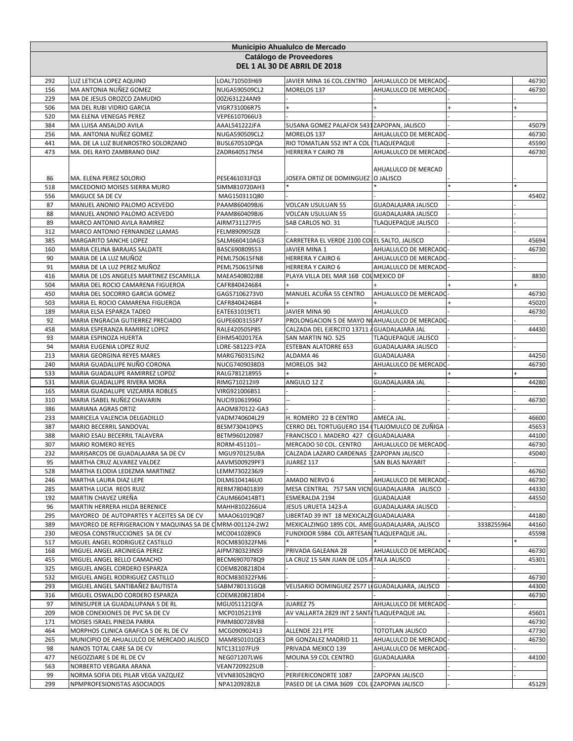**Municipio Ahualulco de Mercado**

**Catálogo de Proveedores**

**DEL 1 AL 30 DE ABRIL DE 2018**

| | | | | | | |
|---|---|---|---|---|---|---|
| 292 | LUZ LETICIA LOPEZ AQUINO | LOAL710503H69 | JAVIER MINA 16 COL.CENTRO | AHUALULCO DE MERCADO | - | 46730 |
| 156 | MA ANTONIA NUÑEZ GOMEZ | NUGA590509CL2 | MORELOS 137 | AHUALULCO DE MERCADO | - | 46730 |
| 229 | MA DE JESUS OROZCO ZAMUDIO | 00ZJ631224AN9 | - | - | - | - |
| 506 | MA DEL RUBI VIDRIO GARCIA | VIGR731006R75 | + | + | + | + |
| 520 | MA ELENA VENEGAS PEREZ | VEPE6107066U3 | - | - | - | - |
| 384 | MA LUISA ANSALDO AVILA | AAAL541222JFA | SUSANA GOMEZ PALAFOX 5431 | ZAPOPAN, JALISCO | - | 45079 |
| 256 | MA. ANTONIA NUÑEZ GOMEZ | NUGA590509CL2 | MORELOS 137 | AHUALULCO DE MERCADO | - | 46730 |
| 441 | MA. DE LA LUZ BUENROSTRO SOLORZANO | BUSL670510PQA | RIO TOMATLAN 552 INT A COL | TLAQUEPAQUE | - | 45590 |
| 473 | MA. DEL RAYO ZAMBRANO DIAZ | ZADR640517N54 | HERRERA Y CAIRO 78 | AHUALULCO DE MERCADO | - | 46730 |
| 86 | MA. ELENA PEREZ SOLORIO | PESE461031FQ3 | JOSEFA ORTIZ DE DOMINGUEZ | AHUALULCO DE MERCAD O JALISCO | - | - |
| 518 | MACEDONIO MOISES SIERRA MURO | SIMM810720AH3 | * | * | * | * |
| 556 | MAGUCE SA DE CV | MAG150311Q80 | - | - | - | 45402 |
| 87 | MANUEL ANONIO PALOMO ACEVEDO | PAAM860409BJ6 | VOLCAN USULUAN 55 | GUADALAJARA JALISCO | - | - |
| 88 | MANUEL ANONIO PALOMO ACEVEDO | PAAM860409BJ6 | VOLCAN USULUAN 55 | GUADALAJARA JALISCO | - | - |
| 89 | MARCO ANTONIO AVILA RAMIREZ | AIRM731127PJ5 | SAB CARLOS NO. 31 | TLAQUEPAQUE JALISCO | - | - |
| 312 | MARCO ANTONIO FERNANDEZ LLAMAS | FELM890905IZ8 | - | - | - | - |
| 385 | MARGARITO SANCHE LOPEZ | SALM660410AG3 | CARRETERA EL VERDE 2100 COL | EL SALTO, JALISCO | - | 45694 |
| 160 | MARIA CELINA BARAJAS SALDATE | BASC690809S53 | JAVIER MINA 1 | AHUALULCO DE MERCADO | - | 46730 |
| 90 | MARIA DE LA LUZ MUÑOZ | PEML750615FN8 | HERRERA Y CAIRO 6 | AHUALULCO DE MERCADO | - | - |
| 91 | MARIA DE LA LUZ PEREZ MUÑOZ | PEML750615FN8 | HERRERA Y CAIRO 6 | AHUALULCO DE MERCADO | - | - |
| 416 | MARIA DE LOS ANGELES MARTINEZ ESCAMILLA | MAEA540802JB8 | PLAYA VILLA DEL MAR 16B COL | MEXICO DF | - | 8830 |
| 504 | MARIA DEL ROCIO CAMARENA FIGUEROA | CAFR840424684 | + | + | + | + |
| 450 | MARIA DEL SOCORRO GARCIA GOMEZ | GAGS7106273V0 | MANUEL ACUÑA 55 CENTRO | AHUALULCO DE MERCADO | - | 46730 |
| 503 | MARIA EL ROCIO CAMARENA FIGUEROA | CAFR840424684 | + | + | + | 45020 |
| 189 | MARIA ELSA ESPARZA TADEO | EATE631019ET1 | JAVIER MINA 90 | AHUALULCO | - | 46730 |
| 92 | MARIA ENGRACIA GUTIERREZ PRECIADO | GUPE6003155P7 | PROLONGACION 5 DE MAYO N | AHUALULCO DE MERCADO | - | - |
| 458 | MARIA ESPERANZA RAMIREZ LOPEZ | RALE420505P85 | CALZADA DEL EJERCITO 13711 A | GUADALAJARA JAL | - | 44430 |
| 93 | MARIA ESPINOZA HUERTA | EIHM5402017EA | SAN MARTIN NO. 525 | TLAQUEPAQUE JALISCO | - | - |
| 94 | MARIA EUGENIA LOPEZ RUIZ | LORE-581223-PZA | ESTEBAN ALATORRE 653 | GUADALAJARA JALISCO | - | - |
| 213 | MARIA GEORGINA REYES MARES | MARG760315JN2 | ALDAMA 46 | GUADALAJARA | - | 44250 |
| 240 | MARIA GUADALUPE NUÑO CORONA | NUCG7409038D3 | MORELOS 342 | AHUALULCO DE MERCADO | - | 46730 |
| 533 | MARIA GUADALUPE RAMIRREZ LOPDZ | RALG781218955 | + | + | + | + |
| 531 | MARIA GUADALUPE RIVERA MORA | RIMG710212II9 | ANGULO 12 Z | GUADALAJARA JAL | - | 44280 |
| 165 | MARIA GUADALUPE VIZCARRA ROBLES | VIRG921006BS1 | - | - | - | - |
| 310 | MARIA ISABEL NUÑEZ CHAVARIN | NUCI910619960 | -- | - | - | 46730 |
| 386 | MARIANA AGRAS ORTIZ | AAOM870122-GA3 | - | - | - | - |
| 233 | MARICELA VALENCIA DELGADILLO | VADM740604L29 | H. ROMERO 22 B CENTRO | AMECA JAL. | - | 46600 |
| 387 | MARIO BECERRIL SANDOVAL | BESM730410PK5 | CERRO DEL TORTUGUERO 154 C | TLAJOMULCO DE ZUÑIGA | - | 45653 |
| 388 | MARIO ESAU BECERRIL TALAVERA | BETM960120987 | FRANCISCO I. MADERO 427 C | GUADALAJARA | - | 44100 |
| 307 | MARIO ROMERO REYES | RORM-451101-- | MERCADO 50 COL. CENTRO | AHUALULCO DE MERCADO | - | 46730 |
| 232 | MARISARCOS DE GUADALAJARA SA DE CV | MGU970125UBA | CALZADA LAZARO CARDENAS 3 | ZAPOPAN JALISCO | - | 45040 |
| 95 | MARTHA CRUZ ALVAREZ VALDEZ | AAVM500929PF3 | JUAREZ 117 | SAN BLAS NAYARIT | - | - |
| 528 | MARTHA ELODIA LEDEZMA MARTINEZ | LEMM7302236J9 | - | - | - | 46760 |
| 246 | MARTHA LAURA DIAZ LEPE | DILM6104146U0 | AMADO NERVO 6 | AHUALULCO DE MERCADO | - | 46730 |
| 285 | MARTHA LUCIA REOS RUIZ | RERM780401839 | MESA CENTRAL 757 SAN VICN | GUADALAJARA JALISCO | - | 44330 |
| 192 | MARTIN CHAVEZ UREÑA | CAUM660414BT1 | ESMERALDA 2194 | GUADALAJAR | - | 44550 |
| 96 | MARTIN HERRERA HILDA BERENICE | MAHH8102266U4 | JESUS URUETA 1423-A | GUADALAJARA JALISCO | - | - |
| 295 | MAYOREO DE AUTOPARTES Y ACEITES SA DE CV | MAAO61019Q87 | LIBERTAD 39 INT 18 MEXICALZI | GUADALAJARA | - | 44180 |
| 389 | MAYOREO DE REFRIGERACION Y MAQUINAS SA DE C | MRM-001124-2W2 | MEXICALZINGO 1895 COL. AME | GUADALAJARA, JALISCO | 3338255964 | 44160 |
| 230 | MEOSA CONSTRUCCIONES SA DE CV | MCO0410289C6 | FUNDIDOR 5984 COL ARTESAN | TLAQUEPAQUE JAL. | - | 45598 |
| 517 | MGUEL ANGEL RODRIGUEZ CASTILLO | ROCM830322FM6 | * | * | * | * |
| 168 | MIGUEL ANGEL ARCINIEGA PEREZ | AIPM780323NS9 | PRIVADA GALEANA 28 | AHUALULCO DE MERCADO | - | 46730 |
| 455 | MIGUEL ANGEL BELLO CAMACHO | BECM6907078Q9 | LA CRUZ 15 SAN JUAN DE LOS A | TALA JALISCO | - | 45301 |
| 325 | MIGUEL ANGEL CORDERO ESPARZA | COEM8208218D4 | - | - | - | - |
| 532 | MIGUEL ANGEL RODRIGUEZ CASTILLO | ROCM830322FM6 | - | - | - | 46730 |
| 293 | MIGUEL ANGEL SANTIBAÑEZ BAUTISTA | SABM780131GQ8 | VELISARIO DOMINGUEZ 2577 L | GUADALAJARA, JALISCO | - | 44300 |
| 316 | MIGUEL OSWALDO CORDERO ESPARZA | COEM8208218D4 | - | - | - | 46730 |
| 97 | MINISUPER LA GUADALUPANA S DE RL | MGU051121QFA | JUAREZ 75 | AHUALULCO DE MERCADO | - | - |
| 209 | MOB CONEXIONES DE PVC SA DE CV | MCP0105213Y8 | AV VALLARTA 2829 INT 2 SANTA | TLAQUEPAQUE JAL | - | 45601 |
| 171 | MOISES ISRAEL PINEDA PARRA | PIMM800728VB8 | - | - | - | 46730 |
| 464 | MORPHOS CLINICA GRAFICA S DE RL DE CV | MCG090902413 | ALLENDE 221 PTE | TOTOTLAN JALISCO | - | 47730 |
| 265 | MUNICIPIO DE AHUALULCO DE MERCADO JALISCO | MAM850101QE3 | DR GONZALEZ MADRID 11 | AHUALULCO DE MERCADO | - | 46730 |
| 98 | NANOS TOTAL CARE SA DE CV | NTC131107FU9 | PRIVADA MEXICO 139 | AHUALULCO DE MERCADO | - | - |
| 477 | NEGOZZIARE S DE RL DE CV | NEG071207LW6 | MOLINA 59 COL CENTRO | GUADALAJARA | - | 44100 |
| 563 | NORBERTO VERGARA ARANA | VEAN720922SUB | - | - | - | - |
| 99 | NORMA SOFIA DEL PILAR VEGA VAZQUEZ | VEVN830528QYO | PERIFERICONORTE 1087 | ZAPOPAN JALISCO | - | - |
| 299 | NPMPROFESIONISTAS ASOCIADOS | NPA1209282L8 | PASEO DE LA CIMA 3609 COL L | ZAPOPAN JALISCO | - | 45129 |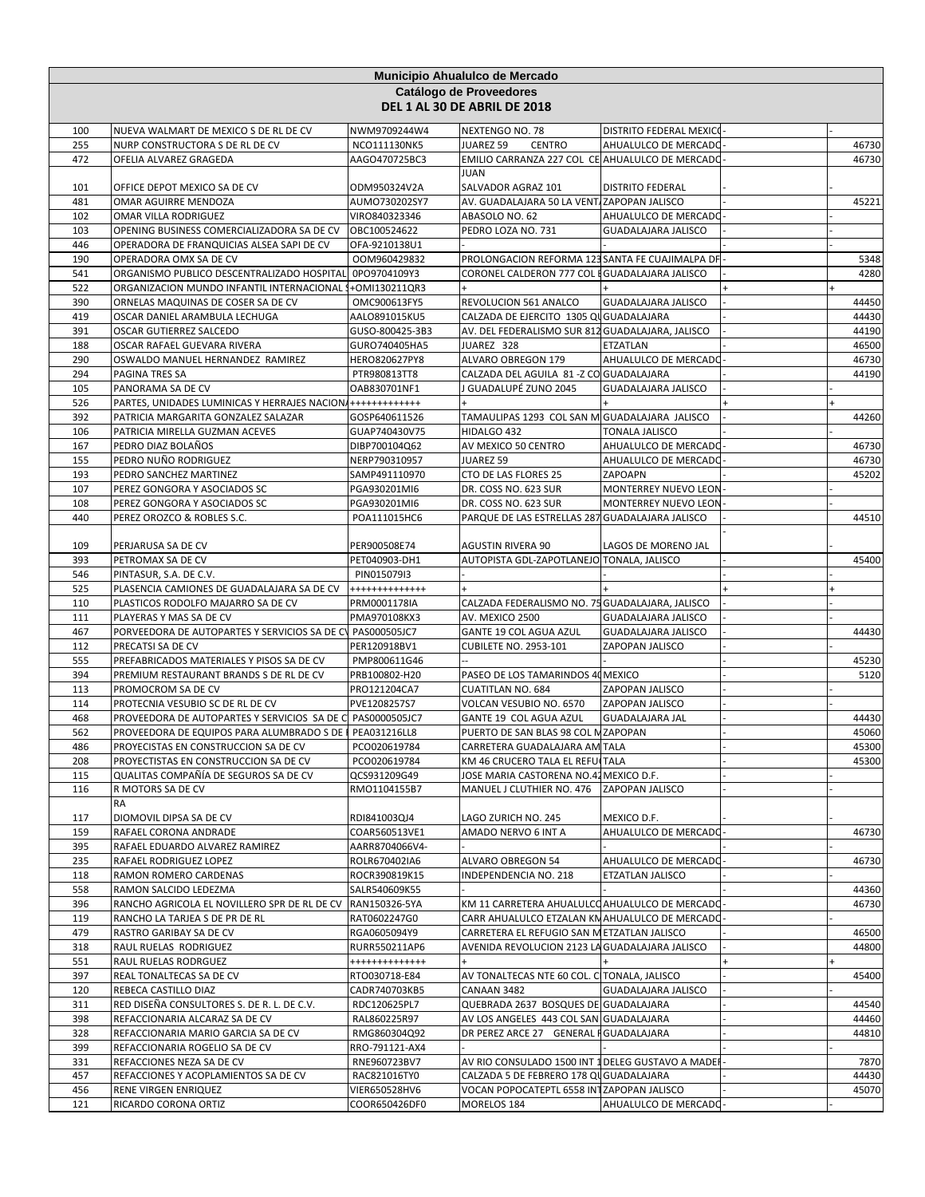| Municipio Ahualulco de Mercado | | | | | | |
|---|---|---|---|---|---|---|
| **Catálogo de Proveedores** | | | | | | |
| **DEL 1 AL 30 DE ABRIL DE 2018** | | | | | | |
| 100 | NUEVA WALMART DE MEXICO S DE RL DE CV | NWM9709244W4 | NEXTENGO NO. 78 | DISTRITO FEDERAL MEXICO | - | - |
| 255 | NURP CONSTRUCTORA S DE RL DE CV | NCO111130NK5 | JUAREZ 59 CENTRO | AHUALULCO DE MERCADO | - | 46730 |
| 472 | OFELIA ALVAREZ GRAGEDA | AAGO470725BC3 | EMILIO CARRANZA 227 COL CE | AHUALULCO DE MERCADO | - | 46730 |
| 101 | OFFICE DEPOT MEXICO SA DE CV | ODM950324V2A | JUAN SALVADOR AGRAZ 101 | DISTRITO FEDERAL | - | - |
| 481 | OMAR AGUIRRE MENDOZA | AUMO730202SY7 | AV. GUADALAJARA 50 LA VENTA | ZAPOPAN JALISCO | - | 45221 |
| 102 | OMAR VILLA RODRIGUEZ | VIRO840323346 | ABASOLO NO. 62 | AHUALULCO DE MERCADO | - | - |
| 103 | OPENING BUSINESS COMERCIALIZADORA SA DE CV | OBC100524622 | PEDRO LOZA NO. 731 | GUADALAJARA JALISCO | - | - |
| 446 | OPERADORA DE FRANQUICIAS ALSEA SAPI DE CV | OFA-9210138U1 | - | - | - | - |
| 190 | OPERADORA OMX SA DE CV | OOM960429832 | PROLONGACION REFORMA 123 | SANTA FE CUAJIMALPA DF | - | 5348 |
| 541 | ORGANISMO PUBLICO DESCENTRALIZADO HOSPITAL | OPO9704109Y3 | CORONEL CALDERON 777 COL E | GUADALAJARA JALISCO | - | 4280 |
| 522 | ORGANIZACION MUNDO INFANTIL INTERNACIONAL S | +OMI130211QR3 | + | + | + | + |
| 390 | ORNELAS MAQUINAS DE COSER SA DE CV | OMC900613FY5 | REVOLUCION 561 ANALCO | GUADALAJARA JALISCO | - | 44450 |
| 419 | OSCAR DANIEL ARAMBULA LECHUGA | AALO891015KU5 | CALZADA DE EJERCITO 1305 QU | GUADALAJARA | - | 44430 |
| 391 | OSCAR GUTIERREZ SALCEDO | GUSO-800425-3B3 | AV. DEL FEDERALISMO SUR 812 | GUADALAJARA, JALISCO | - | 44190 |
| 188 | OSCAR RAFAEL GUEVARA RIVERA | GURO740405HA5 | JUAREZ 328 | ETZATLAN | - | 46500 |
| 290 | OSWALDO MANUEL HERNANDEZ RAMIREZ | HERO820627PY8 | ALVARO OBREGON 179 | AHUALULCO DE MERCADO | - | 46730 |
| 294 | PAGINA TRES SA | PTR980813TT8 | CALZADA DEL AGUILA 81 -Z CO | GUADALAJARA | - | 44190 |
| 105 | PANORAMA SA DE CV | OAB830701NF1 | J GUADALUPÉ ZUNO 2045 | GUADALAJARA JALISCO | - | - |
| 526 | PARTES, UNIDADES LUMINICAS Y HERRAJES NACIONA | +++++++++++++ | + | + | + | + |
| 392 | PATRICIA MARGARITA GONZALEZ SALAZAR | GOSP640611526 | TAMAULIPAS 1293 COL SAN M | GUADALAJARA JALISCO | - | 44260 |
| 106 | PATRICIA MIRELLA GUZMAN ACEVES | GUAP740430V75 | HIDALGO 432 | TONALA JALISCO | - | - |
| 167 | PEDRO DIAZ BOLAÑOS | DIBP700104Q62 | AV MEXICO 50 CENTRO | AHUALULCO DE MERCADO | - | 46730 |
| 155 | PEDRO NUÑO RODRIGUEZ | NERP790310957 | JUAREZ 59 | AHUALULCO DE MERCADO | - | 46730 |
| 193 | PEDRO SANCHEZ MARTINEZ | SAMP491110970 | CTO DE LAS FLORES 25 | ZAPOAPN | - | 45202 |
| 107 | PEREZ GONGORA Y ASOCIADOS SC | PGA930201MI6 | DR. COSS NO. 623 SUR | MONTERREY NUEVO LEON | - | - |
| 108 | PEREZ GONGORA Y ASOCIADOS SC | PGA930201MI6 | DR. COSS NO. 623 SUR | MONTERREY NUEVO LEON | - | - |
| 440 | PEREZ OROZCO & ROBLES S.C. | POA111015HC6 | PARQUE DE LAS ESTRELLAS 287 | GUADALAJARA JALISCO | - | 44510 |
| 109 | PERJARUSA SA DE CV | PER900508E74 | AGUSTIN RIVERA 90 | LAGOS DE MORENO JAL | - | - |
| 393 | PETROMAX SA DE CV | PET040903-DH1 | AUTOPISTA GDL-ZAPOTLANEJO | TONALA, JALISCO | - | 45400 |
| 546 | PINTASUR, S.A. DE C.V. | PIN015079I3 | - | - | - | - |
| 525 | PLASENCIA CAMIONES DE GUADALAJARA SA DE CV | +++++++++++++ | + | + | + | + |
| 110 | PLASTICOS RODOLFO MAJARRO SA DE CV | PRM0001178IA | CALZADA FEDERALISMO NO. 75 | GUADALAJARA, JALISCO | - | - |
| 111 | PLAYERAS Y MAS SA DE CV | PMA970108KX3 | AV. MEXICO 2500 | GUADALAJARA JALISCO | - | - |
| 467 | PORVEEDORA DE AUTOPARTES Y SERVICIOS SA DE CV | PAS000505JC7 | GANTE 19 COL AGUA AZUL | GUADALAJARA JALISCO | - | 44430 |
| 112 | PRECATSI SA DE CV | PER120918BV1 | CUBILETE NO. 2953-101 | ZAPOPAN JALISCO | - | - |
| 555 | PREFABRICADOS MATERIALES Y PISOS SA DE CV | PMP800611G46 | -- | - | - | 45230 |
| 394 | PREMIUM RESTAURANT BRANDS S DE RL DE CV | PRB100802-H20 | PASEO DE LOS TAMARINDOS 40 | MEXICO | - | 5120 |
| 113 | PROMOCROM SA DE CV | PRO121204CA7 | CUATITLAN NO. 684 | ZAPOPAN JALISCO | - | - |
| 114 | PROTECNIA VESUBIO SC DE RL DE CV | PVE1208257S7 | VOLCAN VESUBIO NO. 6570 | ZAPOPAN JALISCO | - | - |
| 468 | PROVEEDORA DE AUTOPARTES Y SERVICIOS SA DE C | PAS0000505JC7 | GANTE 19 COL AGUA AZUL | GUADALAJARA JAL | - | 44430 |
| 562 | PROVEEDORA DE EQUIPOS PARA ALUMBRADO S DE R | PEA031216LL8 | PUERTO DE SAN BLAS 98 COL M | ZAPOPAN | - | 45060 |
| 486 | PROYECISTAS EN CONSTRUCCION SA DE CV | PCO020619784 | CARRETERA GUADALAJARA AM | TALA | - | 45300 |
| 208 | PROYECTISTAS EN CONSTRUCCION SA DE CV | PCO020619784 | KM 46 CRUCERO TALA EL REFU | TALA | - | 45300 |
| 115 | QUALITAS COMPAÑÍA DE SEGUROS SA DE CV | QCS931209G49 | JOSE MARIA CASTORENA NO.42 | MEXICO D.F. | - | - |
| 116 | R MOTORS SA DE CV | RMO1104155B7 | MANUEL J CLUTHIER NO. 476 | ZAPOPAN JALISCO | - | - |
| 117 | RA DIOMOVIL DIPSA SA DE CV | RDI841003QJ4 | LAGO ZURICH NO. 245 | MEXICO D.F. | - | - |
| 159 | RAFAEL CORONA ANDRADE | COAR560513VE1 | AMADO NERVO 6 INT A | AHUALULCO DE MERCADO | - | 46730 |
| 395 | RAFAEL EDUARDO ALVAREZ RAMIREZ | AARR8704066V4- | - | - | - | - |
| 235 | RAFAEL RODRIGUEZ LOPEZ | ROLR670402IA6 | ALVARO OBREGON 54 | AHUALULCO DE MERCADO | - | 46730 |
| 118 | RAMON ROMERO CARDENAS | ROCR390819K15 | INDEPENDENCIA NO. 218 | ETZATLAN JALISCO | - | - |
| 558 | RAMON SALCIDO LEDEZMA | SALR540609K55 | - | - | - | 44360 |
| 396 | RANCHO AGRICOLA EL NOVILLERO SPR DE RL DE CV | RAN150326-5YA | KM 11 CARRETERA AHUALULCO | AHUALULCO DE MERCADO | - | 46730 |
| 119 | RANCHO LA TARJEA S DE PR DE RL | RAT0602247G0 | CARR AHUALULCO ETZALAN KM | AHUALULCO DE MERCADO | - | - |
| 479 | RASTRO GARIBAY SA DE CV | RGA0605094Y9 | CARRETERA EL REFUGIO SAN M | ETZATLAN JALISCO | - | 46500 |
| 318 | RAUL RUELAS RODRIGUEZ | RURR550211AP6 | AVENIDA REVOLUCION 2123 LA | GUADALAJARA JALISCO | - | 44800 |
| 551 | RAUL RUELAS RODRGUEZ | +++++++++++++ | + | + | + | + |
| 397 | REAL TONALTECAS SA DE CV | RTO030718-E84 | AV TONALTECAS NTE 60 COL. C | TONALA, JALISCO | - | 45400 |
| 120 | REBECA CASTILLO DIAZ | CADR740703KB5 | CANAAN 3482 | GUADALAJARA JALISCO | - | - |
| 311 | RED DISEÑA CONSULTORES S. DE R. L. DE C.V. | RDC120625PL7 | QUEBRADA 2637 BOSQUES DE | GUADALAJARA | - | 44540 |
| 398 | REFACCIONARIA ALCARAZ SA DE CV | RAL860225R97 | AV LOS ANGELES 443 COL SAN | GUADALAJARA | - | 44460 |
| 328 | REFACCIONARIA MARIO GARCIA SA DE CV | RMG860304Q92 | DR PEREZ ARCE 27 GENERAL R | GUADALAJARA | - | 44810 |
| 399 | REFACCIONARIA ROGELIO SA DE CV | RRO-791121-AX4 | - | - | - | - |
| 331 | REFACCIONES NEZA SA DE CV | RNE960723BV7 | AV RIO CONSULADO 1500 INT 1 | DELEG GUSTAVO A MADER | - | 7870 |
| 457 | REFACCIONES Y ACOPLAMIENTOS SA DE CV | RAC821016TY0 | CALZADA 5 DE FEBRERO 178 QU | GUADALAJARA | - | 44430 |
| 456 | RENE VIRGEN ENRIQUEZ | VIER650528HV6 | VOCAN POPOCATEPTL 6558 INT | ZAPOPAN JALISCO | - | 45070 |
| 121 | RICARDO CORONA ORTIZ | COOR650426DF0 | MORELOS 184 | AHUALULCO DE MERCADO | - | - |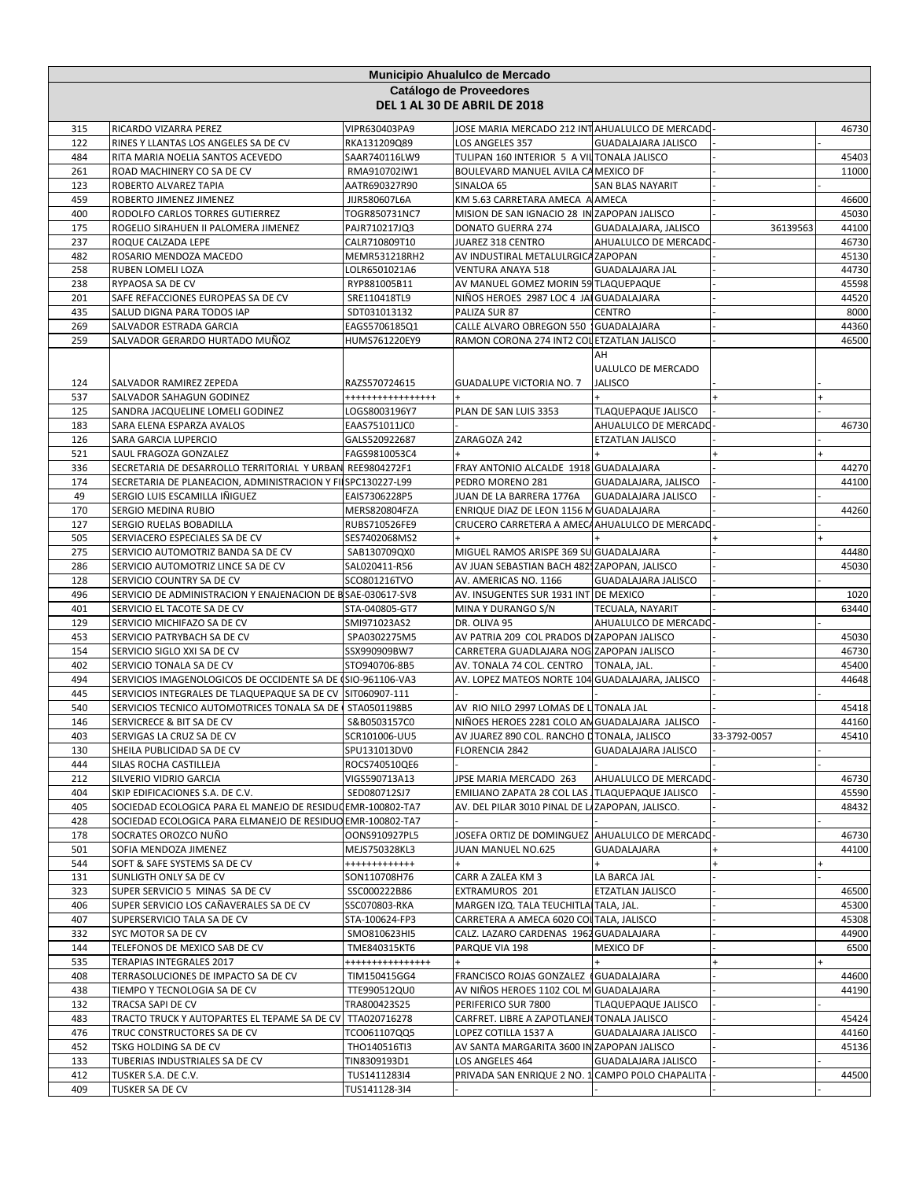**Municipio Ahualulco de Mercado**

**Catálogo de Proveedores**

**DEL 1 AL 30 DE ABRIL DE 2018**

| | | | | | | |
|---|---|---|---|---|---|---|
| 315 | RICARDO VIZARRA PEREZ | VIPR630403PA9 | JOSE MARIA MERCADO 212 INT | AHUALULCO DE MERCADO | - | 46730 |
| 122 | RINES Y LLANTAS LOS ANGELES SA DE CV | RKA131209Q89 | LOS ANGELES 357 | GUADALAJARA JALISCO | - | - |
| 484 | RITA MARIA NOELIA SANTOS ACEVEDO | SAAR740116LW9 | TULIPAN 160 INTERIOR 5 A VIL | TONALA JALISCO | - | 45403 |
| 261 | ROAD MACHINERY CO SA DE CV | RMA910702IW1 | BOULEVARD MANUEL AVILA CA | MEXICO DF | - | 11000 |
| 123 | ROBERTO ALVAREZ TAPIA | AATR690327R90 | SINALOA 65 | SAN BLAS NAYARIT | - | - |
| 459 | ROBERTO JIMENEZ JIMENEZ | JIJR580607L6A | KM 5.63 CARRETERA AMECA A | AMECA | - | 46600 |
| 400 | RODOLFO CARLOS TORRES GUTIERREZ | TOGR850731NC7 | MISION DE SAN IGNACIO 28 IN | ZAPOPAN JALISCO | - | 45030 |
| 175 | ROGELIO SIRAHUEN II PALOMERA JIMENEZ | PAJR710217JQ3 | DONATO GUERRA 274 | GUADALAJARA, JALISCO | 36139563 | 44100 |
| 237 | ROQUE CALZADA LEPE | CALR710809T10 | JUAREZ 318 CENTRO | AHUALULCO DE MERCADO | - | 46730 |
| 482 | ROSARIO MENDOZA MACEDO | MEMR531218RH2 | AV INDUSTIRAL METALULRGICA | ZAPOPAN | - | 45130 |
| 258 | RUBEN LOMELI LOZA | LOLR6501021A6 | VENTURA ANAYA 518 | GUADALAJARA JAL | - | 44730 |
| 238 | RYPAOSA SA DE CV | RYP881005B11 | AV MANUEL GOMEZ MORIN 59 | TLAQUEPAQUE | - | 45598 |
| 201 | SAFE REFACCIONES EUROPEAS SA DE CV | SRE110418TL9 | NIÑOS HEROES 2987 LOC 4 JA | GUADALAJARA | - | 44520 |
| 435 | SALUD DIGNA PARA TODOS IAP | SDT031013132 | PALIZA SUR 87 | CENTRO | - | 8000 |
| 269 | SALVADOR ESTRADA GARCIA | EAGS5706185Q1 | CALLE ALVARO OBREGON 550 | GUADALAJARA | - | 44360 |
| 259 | SALVADOR GERARDO HURTADO MUÑOZ | HUMS761220EY9 | RAMON CORONA 274 INT2 COL | ETZATLAN JALISCO | - | 46500 |
| 124 | SALVADOR RAMIREZ ZEPEDA | RAZS570724615 | GUADALUPE VICTORIA NO. 7 | AH UALULCO DE MERCADO JALISCO | - | - |
| 537 | SALVADOR SAHAGUN GODINEZ | ++++++++++++++++ | + | + | + | + |
| 125 | SANDRA JACQUELINE LOMELI GODINEZ | LOGS8003196Y7 | PLAN DE SAN LUIS 3353 | TLAQUEPAQUE JALISCO | - | - |
| 183 | SARA ELENA ESPARZA AVALOS | EAAS751011JC0 | - | AHUALULCO DE MERCADO | - | 46730 |
| 126 | SARA GARCIA LUPERCIO | GALS520922687 | ZARAGOZA 242 | ETZATLAN JALISCO | - | - |
| 521 | SAUL FRAGOZA GONZALEZ | FAGS9810053C4 | + | + | + | + |
| 336 | SECRETARIA DE DESARROLLO TERRITORIAL Y URBAN | REE9804272F1 | FRAY ANTONIO ALCALDE 1918 | GUADALAJARA | - | 44270 |
| 174 | SECRETARIA DE PLANEACION, ADMINISTRACION Y FI | SPC130227-L99 | PEDRO MORENO 281 | GUADALAJARA, JALISCO | - | 44100 |
| 49 | SERGIO LUIS ESCAMILLA IÑIGUEZ | EAIS7306228P5 | JUAN DE LA BARRERA 1776A | GUADALAJARA JALISCO | - | - |
| 170 | SERGIO MEDINA RUBIO | MERS820804FZA | ENRIQUE DIAZ DE LEON 1156 M | GUADALAJARA | - | 44260 |
| 127 | SERGIO RUELAS BOBADILLA | RUBS710526FE9 | CRUCERO CARRETERA A AMECA | AHUALULCO DE MERCADO | - | - |
| 505 | SERVIACERO ESPECIALES SA DE CV | SES7402068MS2 | + | + | + | + |
| 275 | SERVICIO AUTOMOTRIZ BANDA SA DE CV | SAB130709QX0 | MIGUEL RAMOS ARISPE 369 SU | GUADALAJARA | - | 44480 |
| 286 | SERVICIO AUTOMOTRIZ LINCE SA DE CV | SAL020411-R56 | AV JUAN SEBASTIAN BACH 482 | ZAPOPAN, JALISCO | - | 45030 |
| 128 | SERVICIO COUNTRY SA DE CV | SCO801216TVO | AV. AMERICAS NO. 1166 | GUADALAJARA JALISCO | - | - |
| 496 | SERVICIO DE ADMINISTRACION Y ENAJENACION DE B | SAE-030617-SV8 | AV. INSUGENTES SUR 1931 INT | DE MEXICO | - | 1020 |
| 401 | SERVICIO EL TACOTE SA DE CV | STA-040805-GT7 | MINA Y DURANGO S/N | TECUALA, NAYARIT | - | 63440 |
| 129 | SERVICIO MICHIFAZO SA DE CV | SMI971023AS2 | DR. OLIVA 95 | AHUALULCO DE MERCADO | - | - |
| 453 | SERVICIO PATRYBACH SA DE CV | SPA0302275M5 | AV PATRIA 209 COL PRADOS D | ZAPOPAN JALISCO | - | 45030 |
| 154 | SERVICIO SIGLO XXI SA DE CV | SSX990909BW7 | CARRETERA GUADLAJARA NOG | ZAPOPAN JALISCO | - | 46730 |
| 402 | SERVICIO TONALA SA DE CV | STO940706-8B5 | AV. TONALA 74 COL. CENTRO | TONALA, JAL. | - | 45400 |
| 494 | SERVICIOS IMAGENOLOGICOS DE OCCIDENTE SA DE C | SIO-961106-VA3 | AV. LOPEZ MATEOS NORTE 104 | GUADALAJARA, JALISCO | - | 44648 |
| 445 | SERVICIOS INTEGRALES DE TLAQUEPAQUE SA DE CV | SIT060907-111 | - | - | - | - |
| 540 | SERVICIOS TECNICO AUTOMOTRICES TONALA SA DE | STA0501198B5 | AV RIO NILO 2997 LOMAS DE L | TONALA JAL | - | 45418 |
| 146 | SERVICRECE & BIT SA DE CV | S&B0503157C0 | NIÑOES HEROES 2281 COLO AN | GUADALAJARA JALISCO | - | 44160 |
| 403 | SERVIGAS LA CRUZ SA DE CV | SCR101006-UU5 | AV JUAREZ 890 COL. RANCHO D | TONALA, JALISCO | 33-3792-0057 | 45410 |
| 130 | SHEILA PUBLICIDAD SA DE CV | SPU131013DV0 | FLORENCIA 2842 | GUADALAJARA JALISCO | - | - |
| 444 | SILAS ROCHA CASTILLEJA | ROCS740510QE6 | - | - | - | - |
| 212 | SILVERIO VIDRIO GARCIA | VIGS590713A13 | JPSE MARIA MERCADO 263 | AHUALULCO DE MERCADO | - | 46730 |
| 404 | SKIP EDIFICACIONES S.A. DE C.V. | SED080712SJ7 | EMILIANO ZAPATA 28 COL LAS | TLAQUEPAQUE JALISCO | - | 45590 |
| 405 | SOCIEDAD ECOLOGICA PARA EL MANEJO DE RESIDUO | EMR-100802-TA7 | AV. DEL PILAR 3010 PINAL DE L | ZAPOPAN, JALISCO. | - | 48432 |
| 428 | SOCIEDAD ECOLOGICA PARA ELMANEJO DE RESIDUO | EMR-100802-TA7 | - | - | - | - |
| 178 | SOCRATES OROZCO NUÑO | OONS910927PL5 | JOSEFA ORTIZ DE DOMINGUEZ | AHUALULCO DE MERCADO | - | 46730 |
| 501 | SOFIA MENDOZA JIMENEZ | MEJS750328KL3 | JUAN MANUEL NO.625 | GUADALAJARA | + | 44100 |
| 544 | SOFT & SAFE SYSTEMS SA DE CV | +++++++++++++ | + | + | + | + |
| 131 | SUNLIGTH ONLY SA DE CV | SON110708H76 | CARR A ZALEA KM 3 | LA BARCA JAL | - | - |
| 323 | SUPER SERVICIO 5 MINAS SA DE CV | SSC000222B86 | EXTRAMUROS 201 | ETZATLAN JALISCO | - | 46500 |
| 406 | SUPER SERVICIO LOS CAÑAVERALES SA DE CV | SSC070803-RKA | MARGEN IZQ. TALA TEUCHITLA | TALA, JAL. | - | 45300 |
| 407 | SUPERSERVICIO TALA SA DE CV | STA-100624-FP3 | CARRETERA A AMECA 6020 COL | TALA, JALISCO | - | 45308 |
| 332 | SYC MOTOR SA DE CV | SMO810623HI5 | CALZ. LAZARO CARDENAS 1962 | GUADALAJARA | - | 44900 |
| 144 | TELEFONOS DE MEXICO SAB DE CV | TME840315KT6 | PARQUE VIA 198 | MEXICO DF | - | 6500 |
| 535 | TERAPIAS INTEGRALES 2017 | +++++++++++++++ | + | + | + | + |
| 408 | TERRASOLUCIONES DE IMPACTO SA DE CV | TIM150415GG4 | FRANCISCO ROJAS GONZALEZ | GUADALAJARA | - | 44600 |
| 438 | TIEMPO Y TECNOLOGIA SA DE CV | TTE990512QU0 | AV NIÑOS HEROES 1102 COL M | GUADALAJARA | - | 44190 |
| 132 | TRACSA SAPI DE CV | TRA800423S25 | PERIFERICO SUR 7800 | TLAQUEPAQUE JALISCO | - | - |
| 483 | TRACTO TRUCK Y AUTOPARTES EL TEPAME SA DE CV | TTA020716278 | CARFRET. LIBRE A ZAPOTLANEJ | TONALA JALISCO | - | 45424 |
| 476 | TRUC CONSTRUCTORES SA DE CV | TCO061107QQ5 | LOPEZ COTILLA 1537 A | GUADALAJARA JALISCO | - | 44160 |
| 452 | TSKG HOLDING SA DE CV | THO140516TI3 | AV SANTA MARGARITA 3600 IN | ZAPOPAN JALISCO | - | 45136 |
| 133 | TUBERIAS INDUSTRIALES SA DE CV | TIN8309193D1 | LOS ANGELES 464 | GUADALAJARA JALISCO | - | - |
| 412 | TUSKER S.A. DE C.V. | TUS1411283I4 | PRIVADA SAN ENRIQUE 2 NO. 1 | CAMPO POLO CHAPALITA | - | 44500 |
| 409 | TUSKER SA DE CV | TUS141128-3I4 | - | - | - | - |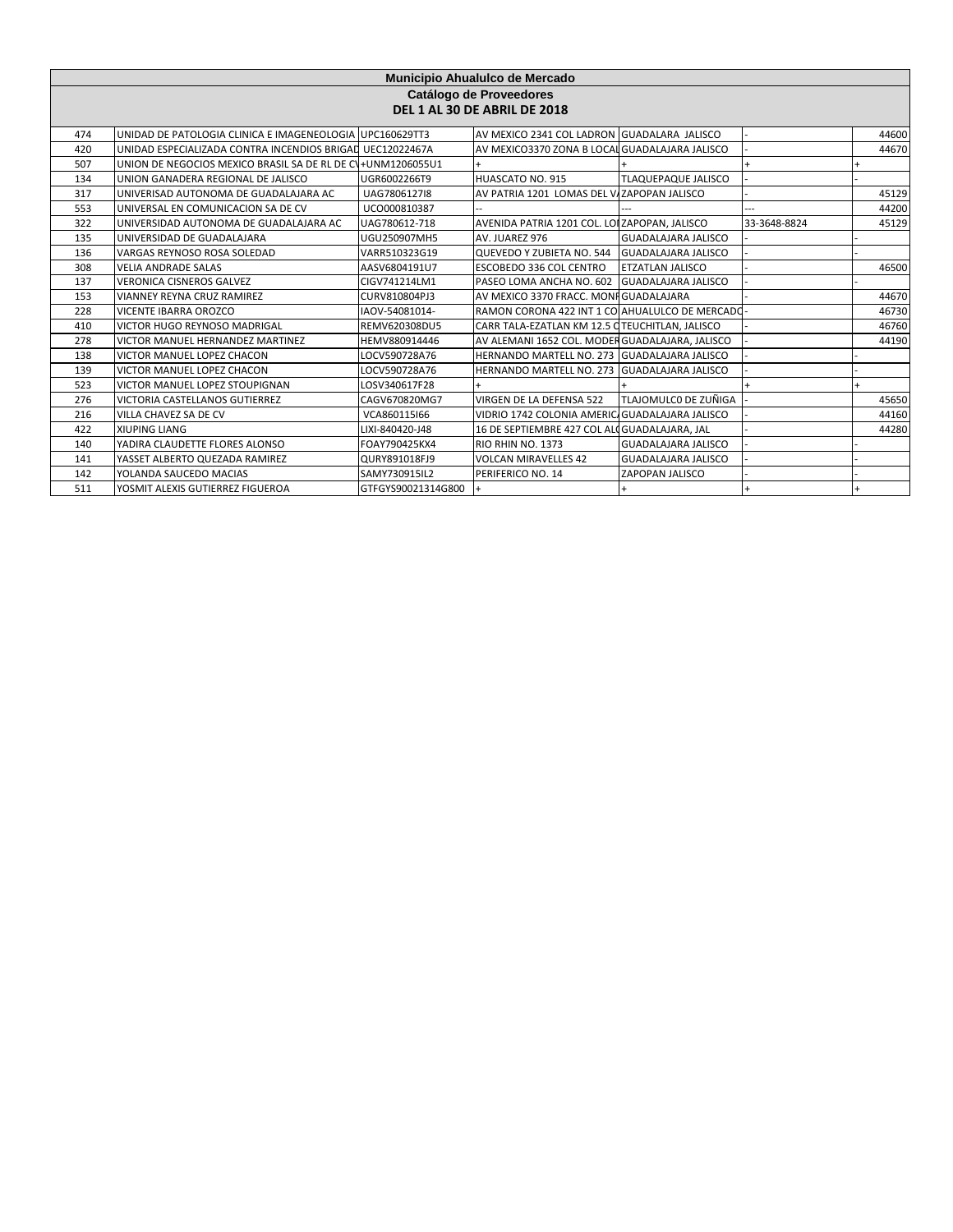| Municipio Ahualulco de Mercado | | | | | | |
|---|---|---|---|---|---|---|
| **Catálogo de Proveedores** | | | | | | |
| **DEL 1 AL 30 DE ABRIL DE 2018** | | | | | | |
| 474 | UNIDAD DE PATOLOGIA CLINICA E IMAGENEOLOGIA | UPC160629TT3 | AV MEXICO 2341 COL LADRON | GUADALARA JALISCO | - | 44600 |
| 420 | UNIDAD ESPECIALIZADA CONTRA INCENDIOS BRIGAD | UEC12022467A | AV MEXICO3370 ZONA B LOCAL | GUADALAJARA JALISCO | - | 44670 |
| 507 | UNION DE NEGOCIOS MEXICO BRASIL SA DE RL DE C\ | +UNM1206055U1 | + | + | + | + |
| 134 | UNION GANADERA REGIONAL DE JALISCO | UGR6002266T9 | HUASCATO NO. 915 | TLAQUEPAQUE JALISCO | - | - |
| 317 | UNIVERISAD AUTONOMA DE GUADALAJARA AC | UAG7806127I8 | AV PATRIA 1201 LOMAS DEL V/ | ZAPOPAN JALISCO | - | 45129 |
| 553 | UNIVERSAL EN COMUNICACION SA DE CV | UCO000810387 | -- | --- | --- | 44200 |
| 322 | UNIVERSIDAD AUTONOMA DE GUADALAJARA AC | UAG780612-718 | AVENIDA PATRIA 1201 COL. LO | ZAPOPAN, JALISCO | 33-3648-8824 | 45129 |
| 135 | UNIVERSIDAD DE GUADALAJARA | UGU250907MH5 | AV. JUAREZ 976 | GUADALAJARA JALISCO | - | - |
| 136 | VARGAS REYNOSO ROSA SOLEDAD | VARR510323G19 | QUEVEDO Y ZUBIETA NO. 544 | GUADALAJARA JALISCO | - | - |
| 308 | VELIA ANDRADE SALAS | AASV6804191U7 | ESCOBEDO 336 COL CENTRO | ETZATLAN JALISCO | - | 46500 |
| 137 | VERONICA CISNEROS GALVEZ | CIGV741214LM1 | PASEO LOMA ANCHA NO. 602 | GUADALAJARA JALISCO | - | - |
| 153 | VIANNEY REYNA CRUZ RAMIREZ | CURV810804PJ3 | AV MEXICO 3370 FRACC. MONI | GUADALAJARA | - | 44670 |
| 228 | VICENTE IBARRA OROZCO | IAOV-54081014- | RAMON CORONA 422 INT 1 CO | AHUALULCO DE MERCADO | - | 46730 |
| 410 | VICTOR HUGO REYNOSO MADRIGAL | REMV620308DU5 | CARR TALA-EZATLAN KM 12.5 C | TEUCHITLAN, JALISCO | - | 46760 |
| 278 | VICTOR MANUEL HERNANDEZ MARTINEZ | HEMV880914446 | AV ALEMANI 1652 COL. MODER | GUADALAJARA, JALISCO | - | 44190 |
| 138 | VICTOR MANUEL LOPEZ CHACON | LOCV590728A76 | HERNANDO MARTELL NO. 273 | GUADALAJARA JALISCO | - | - |
| 139 | VICTOR MANUEL LOPEZ CHACON | LOCV590728A76 | HERNANDO MARTELL NO. 273 | GUADALAJARA JALISCO | - | - |
| 523 | VICTOR MANUEL LOPEZ STOUPIGNAN | LOSV340617F28 | + | + | + | + |
| 276 | VICTORIA CASTELLANOS GUTIERREZ | CAGV670820MG7 | VIRGEN DE LA DEFENSA 522 | TLAJOMULC0 DE ZUÑIGA | - | 45650 |
| 216 | VILLA CHAVEZ SA DE CV | VCA860115I66 | VIDRIO 1742 COLONIA AMERIC/ | GUADALAJARA JALISCO | - | 44160 |
| 422 | XIUPING LIANG | LIXI-840420-J48 | 16 DE SEPTIEMBRE 427 COL AL | GUADALAJARA, JAL | - | 44280 |
| 140 | YADIRA CLAUDETTE FLORES ALONSO | FOAY790425KX4 | RIO RHIN NO. 1373 | GUADALAJARA JALISCO | - | - |
| 141 | YASSET ALBERTO QUEZADA RAMIREZ | QURY891018FJ9 | VOLCAN MIRAVELLES 42 | GUADALAJARA JALISCO | - | - |
| 142 | YOLANDA SAUCEDO MACIAS | SAMY730915IL2 | PERIFERICO NO. 14 | ZAPOPAN JALISCO | - | - |
| 511 | YOSMIT ALEXIS GUTIERREZ FIGUEROA | GTFGYS90021314G800 | + | + | + | + |